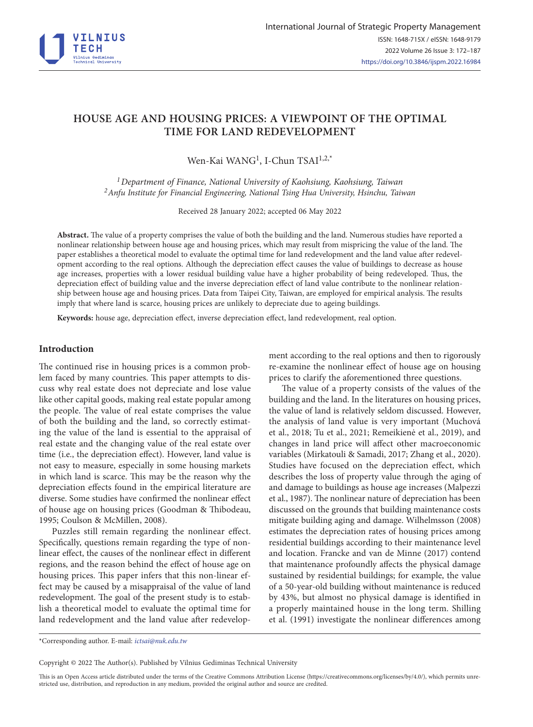# HOUSE AGE AND HOUSING PRICES: A VIEWPOINT OF THE OPTIMAL TIME FOR LAND REDEVELOPMENT

Wen-Kai WANG[1], I-Chun TSAI[1,2,*]

[1] *Department of Finance, National University of Kaohsiung, Kaohsiung, Taiwan*
[2] *Anfu Institute for Financial Engineering, National Tsing Hua University, Hsinchu, Taiwan*

Received 28 January 2022; accepted 06 May 2022

**Abstract.** The value of a property comprises the value of both the building and the land. Numerous studies have reported a nonlinear relationship between house age and housing prices, which may result from mispricing the value of the land. The paper establishes a theoretical model to evaluate the optimal time for land redevelopment and the land value after redevelopment according to the real options. Although the depreciation effect causes the value of buildings to decrease as house age increases, properties with a lower residual building value have a higher probability of being redeveloped. Thus, the depreciation effect of building value and the inverse depreciation effect of land value contribute to the nonlinear relationship between house age and housing prices. Data from Taipei City, Taiwan, are employed for empirical analysis. The results imply that where land is scarce, housing prices are unlikely to depreciate due to ageing buildings.

**Keywords:** house age, depreciation effect, inverse depreciation effect, land redevelopment, real option.

## Introduction

The continued rise in housing prices is a common problem faced by many countries. This paper attempts to discuss why real estate does not depreciate and lose value like other capital goods, making real estate popular among the people. The value of real estate comprises the value of both the building and the land, so correctly estimating the value of the land is essential to the appraisal of real estate and the changing value of the real estate over time (i.e., the depreciation effect). However, land value is not easy to measure, especially in some housing markets in which land is scarce. This may be the reason why the depreciation effects found in the empirical literature are diverse. Some studies have confirmed the nonlinear effect of house age on housing prices (Goodman & Thibodeau, 1995; Coulson & McMillen, 2008).

Puzzles still remain regarding the nonlinear effect. Specifically, questions remain regarding the type of nonlinear effect, the causes of the nonlinear effect in different regions, and the reason behind the effect of house age on housing prices. This paper infers that this non-linear effect may be caused by a misappraisal of the value of land redevelopment. The goal of the present study is to establish a theoretical model to evaluate the optimal time for land redevelopment and the land value after redevelopment according to the real options and then to rigorously re-examine the nonlinear effect of house age on housing prices to clarify the aforementioned three questions.

The value of a property consists of the values of the building and the land. In the literatures on housing prices, the value of land is relatively seldom discussed. However, the analysis of land value is very important (Muchová et al., 2018; Tu et al., 2021; Remeikienė et al., 2019), and changes in land price will affect other macroeconomic variables (Mirkatouli & Samadi, 2017; Zhang et al., 2020). Studies have focused on the depreciation effect, which describes the loss of property value through the aging of and damage to buildings as house age increases (Malpezzi et al., 1987). The nonlinear nature of depreciation has been discussed on the grounds that building maintenance costs mitigate building aging and damage. Wilhelmsson (2008) estimates the depreciation rates of housing prices among residential buildings according to their maintenance level and location. Francke and van de Minne (2017) contend that maintenance profoundly affects the physical damage sustained by residential buildings; for example, the value of a 50-year-old building without maintenance is reduced by 43%, but almost no physical damage is identified in a properly maintained house in the long term. Shilling et al. (1991) investigate the nonlinear differences among

---

*Corresponding author. E-mail: *ictsai@nuk.edu.tw*

Copyright © 2022 The Author(s). Published by Vilnius Gediminas Technical University

This is an Open Access article distributed under the terms of the Creative Commons Attribution License (https://creativecommons.org/licenses/by/4.0/), which permits unrestricted use, distribution, and reproduction in any medium, provided the original author and source are credited.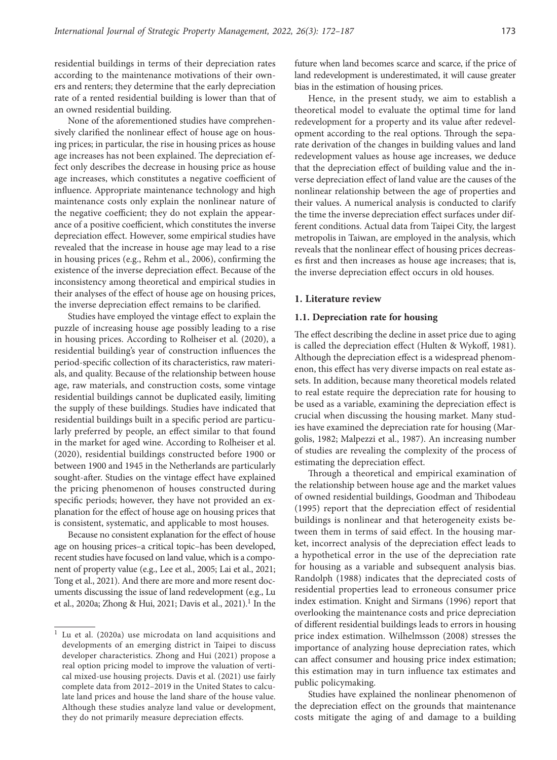residential buildings in terms of their depreciation rates according to the maintenance motivations of their owners and renters; they determine that the early depreciation rate of a rented residential building is lower than that of an owned residential building.

None of the aforementioned studies have comprehensively clarified the nonlinear effect of house age on housing prices; in particular, the rise in housing prices as house age increases has not been explained. The depreciation effect only describes the decrease in housing price as house age increases, which constitutes a negative coefficient of influence. Appropriate maintenance technology and high maintenance costs only explain the nonlinear nature of the negative coefficient; they do not explain the appearance of a positive coefficient, which constitutes the inverse depreciation effect. However, some empirical studies have revealed that the increase in house age may lead to a rise in housing prices (e.g., Rehm et al., 2006), confirming the existence of the inverse depreciation effect. Because of the inconsistency among theoretical and empirical studies in their analyses of the effect of house age on housing prices, the inverse depreciation effect remains to be clarified.

Studies have employed the vintage effect to explain the puzzle of increasing house age possibly leading to a rise in housing prices. According to Rolheiser et al. (2020), a residential building's year of construction influences the period-specific collection of its characteristics, raw materials, and quality. Because of the relationship between house age, raw materials, and construction costs, some vintage residential buildings cannot be duplicated easily, limiting the supply of these buildings. Studies have indicated that residential buildings built in a specific period are particularly preferred by people, an effect similar to that found in the market for aged wine. According to Rolheiser et al. (2020), residential buildings constructed before 1900 or between 1900 and 1945 in the Netherlands are particularly sought-after. Studies on the vintage effect have explained the pricing phenomenon of houses constructed during specific periods; however, they have not provided an explanation for the effect of house age on housing prices that is consistent, systematic, and applicable to most houses.

Because no consistent explanation for the effect of house age on housing prices–a critical topic–has been developed, recent studies have focused on land value, which is a component of property value (e.g., Lee et al., 2005; Lai et al., 2021; Tong et al., 2021). And there are more and more resent documents discussing the issue of land redevelopment (e.g., Lu et al., 2020a; Zhong & Hui, 2021; Davis et al., 2021).[1] In the future when land becomes scarce and scarce, if the price of land redevelopment is underestimated, it will cause greater bias in the estimation of housing prices.

Hence, in the present study, we aim to establish a theoretical model to evaluate the optimal time for land redevelopment for a property and its value after redevelopment according to the real options. Through the separate derivation of the changes in building values and land redevelopment values as house age increases, we deduce that the depreciation effect of building value and the inverse depreciation effect of land value are the causes of the nonlinear relationship between the age of properties and their values. A numerical analysis is conducted to clarify the time the inverse depreciation effect surfaces under different conditions. Actual data from Taipei City, the largest metropolis in Taiwan, are employed in the analysis, which reveals that the nonlinear effect of housing prices decreases first and then increases as house age increases; that is, the inverse depreciation effect occurs in old houses.

## 1. Literature review

### 1.1. Depreciation rate for housing

The effect describing the decline in asset price due to aging is called the depreciation effect (Hulten & Wykoff, 1981). Although the depreciation effect is a widespread phenomenon, this effect has very diverse impacts on real estate assets. In addition, because many theoretical models related to real estate require the depreciation rate for housing to be used as a variable, examining the depreciation effect is crucial when discussing the housing market. Many studies have examined the depreciation rate for housing (Margolis, 1982; Malpezzi et al., 1987). An increasing number of studies are revealing the complexity of the process of estimating the depreciation effect.

Through a theoretical and empirical examination of the relationship between house age and the market values of owned residential buildings, Goodman and Thibodeau (1995) report that the depreciation effect of residential buildings is nonlinear and that heterogeneity exists between them in terms of said effect. In the housing market, incorrect analysis of the depreciation effect leads to a hypothetical error in the use of the depreciation rate for housing as a variable and subsequent analysis bias. Randolph (1988) indicates that the depreciated costs of residential properties lead to erroneous consumer price index estimation. Knight and Sirmans (1996) report that overlooking the maintenance costs and price depreciation of different residential buildings leads to errors in housing price index estimation. Wilhelmsson (2008) stresses the importance of analyzing house depreciation rates, which can affect consumer and housing price index estimation; this estimation may in turn influence tax estimates and public policymaking.

Studies have explained the nonlinear phenomenon of the depreciation effect on the grounds that maintenance costs mitigate the aging of and damage to a building

[1] Lu et al. (2020a) use microdata on land acquisitions and developments of an emerging district in Taipei to discuss developer characteristics. Zhong and Hui (2021) propose a real option pricing model to improve the valuation of vertical mixed-use housing projects. Davis et al. (2021) use fairly complete data from 2012–2019 in the United States to calculate land prices and house the land share of the house value. Although these studies analyze land value or development, they do not primarily measure depreciation effects.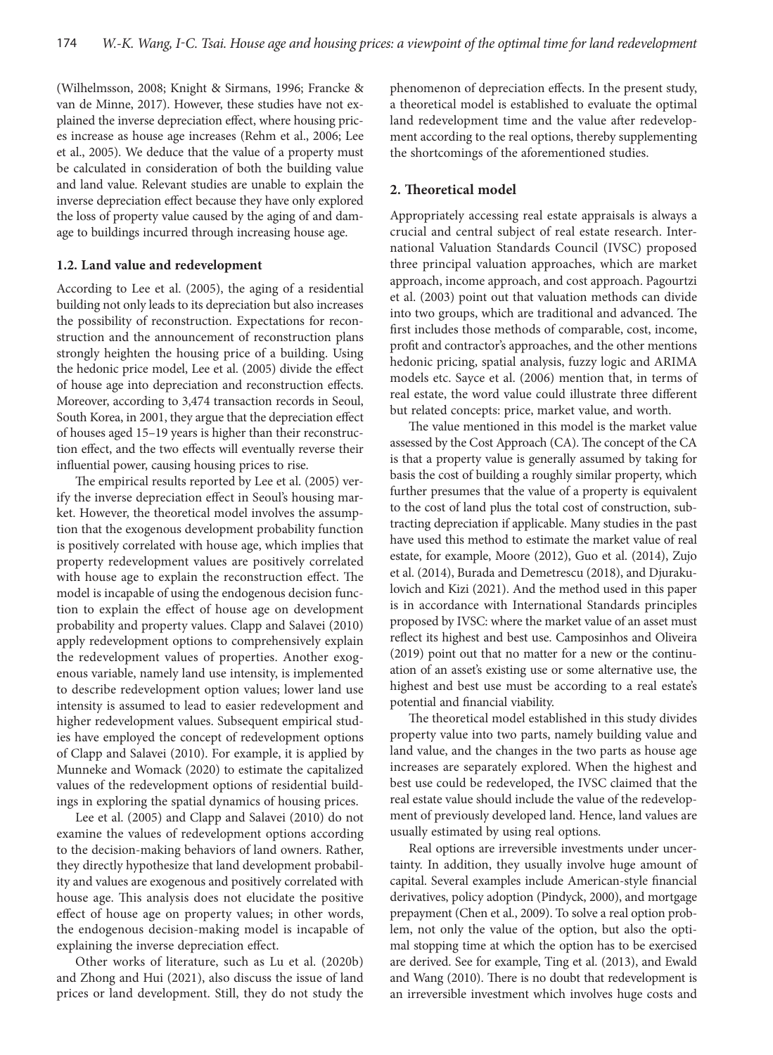(Wilhelmsson, 2008; Knight & Sirmans, 1996; Francke & van de Minne, 2017). However, these studies have not explained the inverse depreciation effect, where housing prices increase as house age increases (Rehm et al., 2006; Lee et al., 2005). We deduce that the value of a property must be calculated in consideration of both the building value and land value. Relevant studies are unable to explain the inverse depreciation effect because they have only explored the loss of property value caused by the aging of and damage to buildings incurred through increasing house age.

### 1.2. Land value and redevelopment

According to Lee et al. (2005), the aging of a residential building not only leads to its depreciation but also increases the possibility of reconstruction. Expectations for reconstruction and the announcement of reconstruction plans strongly heighten the housing price of a building. Using the hedonic price model, Lee et al. (2005) divide the effect of house age into depreciation and reconstruction effects. Moreover, according to 3,474 transaction records in Seoul, South Korea, in 2001, they argue that the depreciation effect of houses aged 15–19 years is higher than their reconstruction effect, and the two effects will eventually reverse their influential power, causing housing prices to rise.

The empirical results reported by Lee et al. (2005) verify the inverse depreciation effect in Seoul's housing market. However, the theoretical model involves the assumption that the exogenous development probability function is positively correlated with house age, which implies that property redevelopment values are positively correlated with house age to explain the reconstruction effect. The model is incapable of using the endogenous decision function to explain the effect of house age on development probability and property values. Clapp and Salavei (2010) apply redevelopment options to comprehensively explain the redevelopment values of properties. Another exogenous variable, namely land use intensity, is implemented to describe redevelopment option values; lower land use intensity is assumed to lead to easier redevelopment and higher redevelopment values. Subsequent empirical studies have employed the concept of redevelopment options of Clapp and Salavei (2010). For example, it is applied by Munneke and Womack (2020) to estimate the capitalized values of the redevelopment options of residential buildings in exploring the spatial dynamics of housing prices.

Lee et al. (2005) and Clapp and Salavei (2010) do not examine the values of redevelopment options according to the decision-making behaviors of land owners. Rather, they directly hypothesize that land development probability and values are exogenous and positively correlated with house age. This analysis does not elucidate the positive effect of house age on property values; in other words, the endogenous decision-making model is incapable of explaining the inverse depreciation effect.

Other works of literature, such as Lu et al. (2020b) and Zhong and Hui (2021), also discuss the issue of land prices or land development. Still, they do not study the phenomenon of depreciation effects. In the present study, a theoretical model is established to evaluate the optimal land redevelopment time and the value after redevelopment according to the real options, thereby supplementing the shortcomings of the aforementioned studies.

## 2. Theoretical model

Appropriately accessing real estate appraisals is always a crucial and central subject of real estate research. International Valuation Standards Council (IVSC) proposed three principal valuation approaches, which are market approach, income approach, and cost approach. Pagourtzi et al. (2003) point out that valuation methods can divide into two groups, which are traditional and advanced. The first includes those methods of comparable, cost, income, profit and contractor's approaches, and the other mentions hedonic pricing, spatial analysis, fuzzy logic and ARIMA models etc. Sayce et al. (2006) mention that, in terms of real estate, the word value could illustrate three different but related concepts: price, market value, and worth.

The value mentioned in this model is the market value assessed by the Cost Approach (CA). The concept of the CA is that a property value is generally assumed by taking for basis the cost of building a roughly similar property, which further presumes that the value of a property is equivalent to the cost of land plus the total cost of construction, subtracting depreciation if applicable. Many studies in the past have used this method to estimate the market value of real estate, for example, Moore (2012), Guo et al. (2014), Zujo et al. (2014), Burada and Demetrescu (2018), and Djurakulovich and Kizi (2021). And the method used in this paper is in accordance with International Standards principles proposed by IVSC: where the market value of an asset must reflect its highest and best use. Camposinhos and Oliveira (2019) point out that no matter for a new or the continuation of an asset's existing use or some alternative use, the highest and best use must be according to a real estate's potential and financial viability.

The theoretical model established in this study divides property value into two parts, namely building value and land value, and the changes in the two parts as house age increases are separately explored. When the highest and best use could be redeveloped, the IVSC claimed that the real estate value should include the value of the redevelopment of previously developed land. Hence, land values are usually estimated by using real options.

Real options are irreversible investments under uncertainty. In addition, they usually involve huge amount of capital. Several examples include American-style financial derivatives, policy adoption (Pindyck, 2000), and mortgage prepayment (Chen et al., 2009). To solve a real option problem, not only the value of the option, but also the optimal stopping time at which the option has to be exercised are derived. See for example, Ting et al. (2013), and Ewald and Wang (2010). There is no doubt that redevelopment is an irreversible investment which involves huge costs and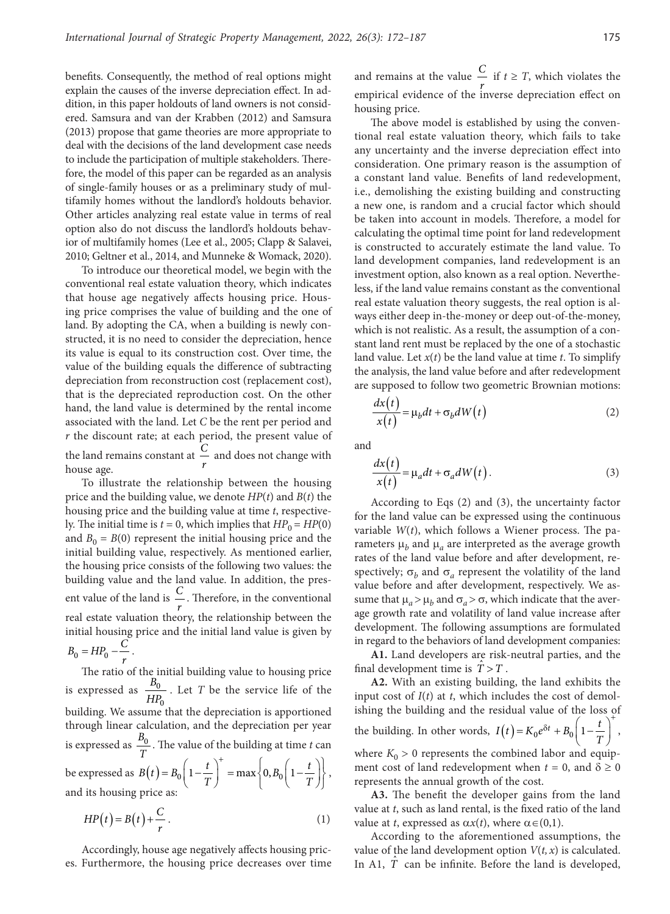benefits. Consequently, the method of real options might explain the causes of the inverse depreciation effect. In addition, in this paper holdouts of land owners is not considered. Samsura and van der Krabben (2012) and Samsura (2013) propose that game theories are more appropriate to deal with the decisions of the land development case needs to include the participation of multiple stakeholders. Therefore, the model of this paper can be regarded as an analysis of single-family houses or as a preliminary study of multifamily homes without the landlord's holdouts behavior. Other articles analyzing real estate value in terms of real option also do not discuss the landlord's holdouts behavior of multifamily homes (Lee et al., 2005; Clapp & Salavei, 2010; Geltner et al., 2014, and Munneke & Womack, 2020).

To introduce our theoretical model, we begin with the conventional real estate valuation theory, which indicates that house age negatively affects housing price. Housing price comprises the value of building and the one of land. By adopting the CA, when a building is newly constructed, it is no need to consider the depreciation, hence its value is equal to its construction cost. Over time, the value of the building equals the difference of subtracting depreciation from reconstruction cost (replacement cost), that is the depreciated reproduction cost. On the other hand, the land value is determined by the rental income associated with the land. Let $C$ be the rent per period and $r$ the discount rate; at each period, the present value of the land remains constant at $\frac{C}{r}$ and does not change with house age.

To illustrate the relationship between the housing price and the building value, we denote $HP(t)$ and $B(t)$ the housing price and the building value at time $t$, respectively. The initial time is $t = 0$, which implies that $HP_0 = HP(0)$ and $B_0 = B(0)$ represent the initial housing price and the initial building value, respectively. As mentioned earlier, the housing price consists of the following two values: the building value and the land value. In addition, the present value of the land is $\frac{C}{r}$. Therefore, in the conventional real estate valuation theory, the relationship between the initial housing price and the initial land value is given by $B_0 = HP_0 - \frac{C}{r}$.

The ratio of the initial building value to housing price is expressed as $\frac{B_0}{HP_0}$. Let $T$ be the service life of the building. We assume that the depreciation is apportioned through linear calculation, and the depreciation per year is expressed as $\frac{B_0}{T}$. The value of the building at time $t$ can be expressed as $B(t) = B_0\left(1 - \frac{t}{T}\right)^+ = \max\left\{0, B_0\left(1 - \frac{t}{T}\right)\right\}$, and its housing price as:

$$HP(t) = B(t) + \frac{C}{r}. \tag{1}$$

Accordingly, house age negatively affects housing prices. Furthermore, the housing price decreases over time and remains at the value $\frac{C}{r}$ if $t \geq T$, which violates the empirical evidence of the inverse depreciation effect on housing price.

The above model is established by using the conventional real estate valuation theory, which fails to take any uncertainty and the inverse depreciation effect into consideration. One primary reason is the assumption of a constant land value. Benefits of land redevelopment, i.e., demolishing the existing building and constructing a new one, is random and a crucial factor which should be taken into account in models. Therefore, a model for calculating the optimal time point for land redevelopment is constructed to accurately estimate the land value. To land development companies, land redevelopment is an investment option, also known as a real option. Nevertheless, if the land value remains constant as the conventional real estate valuation theory suggests, the real option is always either deep in-the-money or deep out-of-the-money, which is not realistic. As a result, the assumption of a constant land rent must be replaced by the one of a stochastic land value. Let $x(t)$ be the land value at time $t$. To simplify the analysis, the land value before and after redevelopment are supposed to follow two geometric Brownian motions:

$$\frac{dx(t)}{x(t)} = \mu_b dt + \sigma_b dW(t) \tag{2}$$

and

$$\frac{dx(t)}{x(t)} = \mu_a dt + \sigma_a dW(t). \tag{3}$$

According to Eqs (2) and (3), the uncertainty factor for the land value can be expressed using the continuous variable $W(t)$, which follows a Wiener process. The parameters $\mu_b$ and $\mu_a$ are interpreted as the average growth rates of the land value before and after development, respectively; $\sigma_b$ and $\sigma_a$ represent the volatility of the land value before and after development, respectively. We assume that $\mu_a > \mu_b$ and $\sigma_a > \sigma$, which indicate that the average growth rate and volatility of land value increase after development. The following assumptions are formulated in regard to the behaviors of land development companies:

**A1.** Land developers are risk-neutral parties, and the final development time is $\hat{T} > T$.

**A2.** With an existing building, the land exhibits the input cost of $I(t)$ at $t$, which includes the cost of demolishing the building and the residual value of the loss of the building. In other words, $I(t) = K_0 e^{\delta t} + B_0\left(1 - \frac{t}{T}\right)^+$, where $K_0 > 0$ represents the combined labor and equipment cost of land redevelopment when $t = 0$, and $\delta \geq 0$ represents the annual growth of the cost.

**A3.** The benefit the developer gains from the land value at $t$, such as land rental, is the fixed ratio of the land value at $t$, expressed as $\alpha x(t)$, where $\alpha \in (0,1)$.

According to the aforementioned assumptions, the value of the land development option $V(t, x)$ is calculated. In A1, $\hat{T}$ can be infinite. Before the land is developed,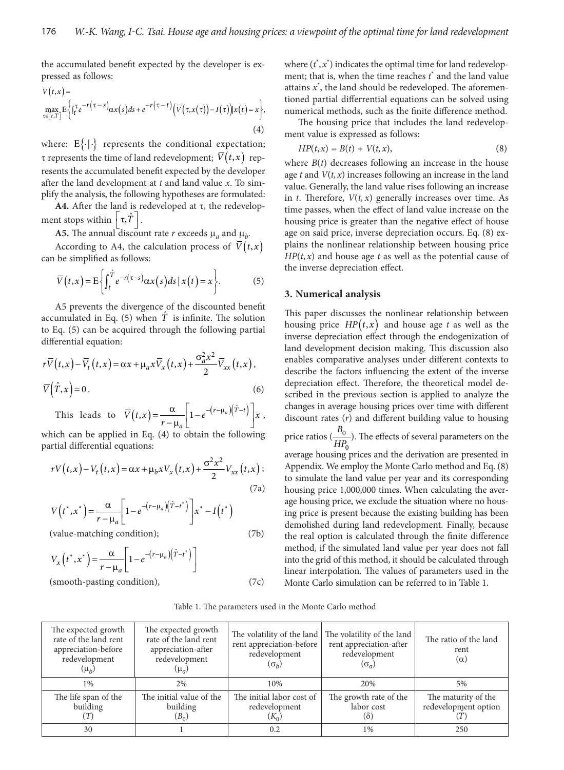the accumulated benefit expected by the developer is expressed as follows:

$$V(t,x) = \max_{\tau\in[t,T]} \mathrm{E}\left\{\int_t^{\tau} e^{-r(\tau-s)}\alpha x(s)ds + e^{-r(\tau-t)}\left(\overline{V}(\tau,x(\tau)) - I(\tau)\right) \middle| x(t)=x\right\}, \tag{4}$$

where: $\mathrm{E}\{\cdot|\cdot\}$ represents the conditional expectation; $\tau$ represents the time of land redevelopment; $\overline{V}(t,x)$ represents the accumulated benefit expected by the developer after the land development at $t$ and land value $x$. To simplify the analysis, the following hypotheses are formulated:

**A4.** After the land is redeveloped at $\tau$, the redevelopment stops within $\left[\tau,\hat{T}\right]$.

**A5.** The annual discount rate $r$ exceeds $\mu_a$ and $\mu_b$.

According to A4, the calculation process of $\overline{V}(t,x)$ can be simplified as follows:

$$\overline{V}(t,x) = \mathrm{E}\left\{\int_t^{\hat{T}} e^{-r(\tau-s)}\alpha x(s)ds \,|\, x(t)=x\right\}. \tag{5}$$

A5 prevents the divergence of the discounted benefit accumulated in Eq. (5) when $\hat{T}$ is infinite. The solution to Eq. (5) can be acquired through the following partial differential equation:

$$r\overline{V}(t,x) - \overline{V}_t(t,x) = \alpha x + \mu_a x\overline{V}_x(t,x) + \frac{\sigma_a^2 x^2}{2}\overline{V}_{xx}(t,x),$$

$$\overline{V}(\hat{T},x) = 0. \tag{6}$$

This leads to $\overline{V}(t,x) = \frac{\alpha}{r-\mu_a}\left[1 - e^{-(r-\mu_a)(\hat{T}-t)}\right]x$, which can be applied in Eq. (4) to obtain the following partial differential equations:

$$rV(t,x) - V_t(t,x) = \alpha x + \mu_b x V_x(t,x) + \frac{\sigma^2 x^2}{2}V_{xx}(t,x); \tag{7a}$$

$$V(t^*,x^*) = \frac{\alpha}{r-\mu_a}\left[1 - e^{-(r-\mu_a)(\hat{T}-t^*)}\right]x^* - I(t^*)$$

(value-matching condition); (7b)

$$V_x(t^*,x^*) = \frac{\alpha}{r-\mu_a}\left[1 - e^{-(r-\mu_a)(\hat{T}-t^*)}\right]$$

(smooth-pasting condition), (7c)

where $(t^*, x^*)$ indicates the optimal time for land redevelopment; that is, when the time reaches $t^*$ and the land value attains $x^*$, the land should be redeveloped. The aforementioned partial differential equations can be solved using numerical methods, such as the finite difference method.

The housing price that includes the land redevelopment value is expressed as follows:

$$HP(t,x) = B(t) + V(t,x), \tag{8}$$

where $B(t)$ decreases following an increase in the house age $t$ and $V(t,x)$ increases following an increase in the land value. Generally, the land value rises following an increase in $t$. Therefore, $V(t,x)$ generally increases over time. As time passes, when the effect of land value increase on the housing price is greater than the negative effect of house age on said price, inverse depreciation occurs. Eq. (8) explains the nonlinear relationship between housing price $HP(t,x)$ and house age $t$ as well as the potential cause of the inverse depreciation effect.

## 3. Numerical analysis

This paper discusses the nonlinear relationship between housing price $HP(t,x)$ and house age $t$ as well as the inverse depreciation effect through the endogenization of land development decision making. This discussion also enables comparative analyses under different contexts to describe the factors influencing the extent of the inverse depreciation effect. Therefore, the theoretical model described in the previous section is applied to analyze the changes in average housing prices over time with different discount rates ($r$) and different building value to housing price ratios ($\frac{B_0}{HP_0}$). The effects of several parameters on the average housing prices and the derivation are presented in Appendix. We employ the Monte Carlo method and Eq. (8) to simulate the land value per year and its corresponding housing price 1,000,000 times. When calculating the average housing price, we exclude the situation where no housing price is present because the existing building has been demolished during land redevelopment. Finally, because the real option is calculated through the finite difference method, if the simulated land value per year does not fall into the grid of this method, it should be calculated through linear interpolation. The values of parameters used in the Monte Carlo simulation can be referred to in Table 1.

Table 1. The parameters used in the Monte Carlo method

| The expected growth rate of the land rent appreciation-before redevelopment ($\mu_b$) | The expected growth rate of the land rent appreciation-after redevelopment ($\mu_a$) | The volatility of the land rent appreciation-before redevelopment ($\sigma_b$) | The volatility of the land rent appreciation-after redevelopment ($\sigma_a$) | The ratio of the land rent ($\alpha$) |
|---|---|---|---|---|
| 1% | 2% | 10% | 20% | 5% |
| The life span of the building ($T$) | The initial value of the building ($B_0$) | The initial labor cost of redevelopment ($K_0$) | The growth rate of the labor cost ($\delta$) | The maturity of the redevelopment option ($\hat{T}$) |
| 30 | 1 | 0.2 | 1% | 250 |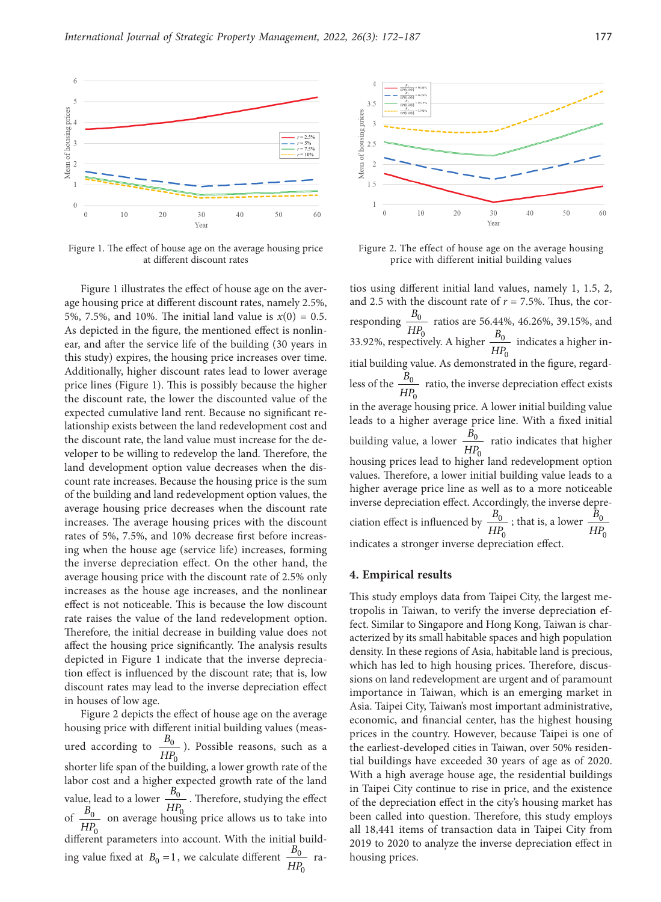Figure 1. The effect of house age on the average housing price at different discount rates

Figure 2. The effect of house age on the average housing price with different initial building values

Figure 1 illustrates the effect of house age on the average housing price at different discount rates, namely 2.5%, 5%, 7.5%, and 10%. The initial land value is $x(0) = 0.5$. As depicted in the figure, the mentioned effect is nonlinear, and after the service life of the building (30 years in this study) expires, the housing price increases over time. Additionally, higher discount rates lead to lower average price lines (Figure 1). This is possibly because the higher the discount rate, the lower the discounted value of the expected cumulative land rent. Because no significant relationship exists between the land redevelopment cost and the discount rate, the land value must increase for the developer to be willing to redevelop the land. Therefore, the land development option value decreases when the discount rate increases. Because the housing price is the sum of the building and land redevelopment option values, the average housing price decreases when the discount rate increases. The average housing prices with the discount rates of 5%, 7.5%, and 10% decrease first before increasing when the house age (service life) increases, forming the inverse depreciation effect. On the other hand, the average housing price with the discount rate of 2.5% only increases as the house age increases, and the nonlinear effect is not noticeable. This is because the low discount rate raises the value of the land redevelopment option. Therefore, the initial decrease in building value does not affect the housing price significantly. The analysis results depicted in Figure 1 indicate that the inverse depreciation effect is influenced by the discount rate; that is, low discount rates may lead to the inverse depreciation effect in houses of low age.

Figure 2 depicts the effect of house age on the average housing price with different initial building values (measured according to $\frac{B_0}{HP_0}$). Possible reasons, such as a shorter life span of the building, a lower growth rate of the labor cost and a higher expected growth rate of the land value, lead to a lower $\frac{B_0}{HP_0}$. Therefore, studying the effect of $\frac{B_0}{HP_0}$ on average housing price allows us to take into different parameters into account. With the initial building value fixed at $B_0 = 1$, we calculate different $\frac{B_0}{HP_0}$ ratios using different initial land values, namely 1, 1.5, 2, and 2.5 with the discount rate of $r = 7.5\%$. Thus, the corresponding $\frac{B_0}{HP_0}$ ratios are 56.44%, 46.26%, 39.15%, and 33.92%, respectively. A higher $\frac{B_0}{HP_0}$ indicates a higher initial building value. As demonstrated in the figure, regardless of the $\frac{B_0}{HP_0}$ ratio, the inverse depreciation effect exists in the average housing price. A lower initial building value leads to a higher average price line. With a fixed initial building value, a lower $\frac{B_0}{HP_0}$ ratio indicates that higher housing prices lead to higher land redevelopment option values. Therefore, a lower initial building value leads to a higher average price line as well as to a more noticeable inverse depreciation effect. Accordingly, the inverse depreciation effect is influenced by $\frac{B_0}{HP_0}$; that is, a lower $\frac{B_0}{HP_0}$ indicates a stronger inverse depreciation effect.

## 4. Empirical results

This study employs data from Taipei City, the largest metropolis in Taiwan, to verify the inverse depreciation effect. Similar to Singapore and Hong Kong, Taiwan is characterized by its small habitable spaces and high population density. In these regions of Asia, habitable land is precious, which has led to high housing prices. Therefore, discussions on land redevelopment are urgent and of paramount importance in Taiwan, which is an emerging market in Asia. Taipei City, Taiwan's most important administrative, economic, and financial center, has the highest housing prices in the country. However, because Taipei is one of the earliest-developed cities in Taiwan, over 50% residential buildings have exceeded 30 years of age as of 2020. With a high average house age, the residential buildings in Taipei City continue to rise in price, and the existence of the depreciation effect in the city's housing market has been called into question. Therefore, this study employs all 18,441 items of transaction data in Taipei City from 2019 to 2020 to analyze the inverse depreciation effect in housing prices.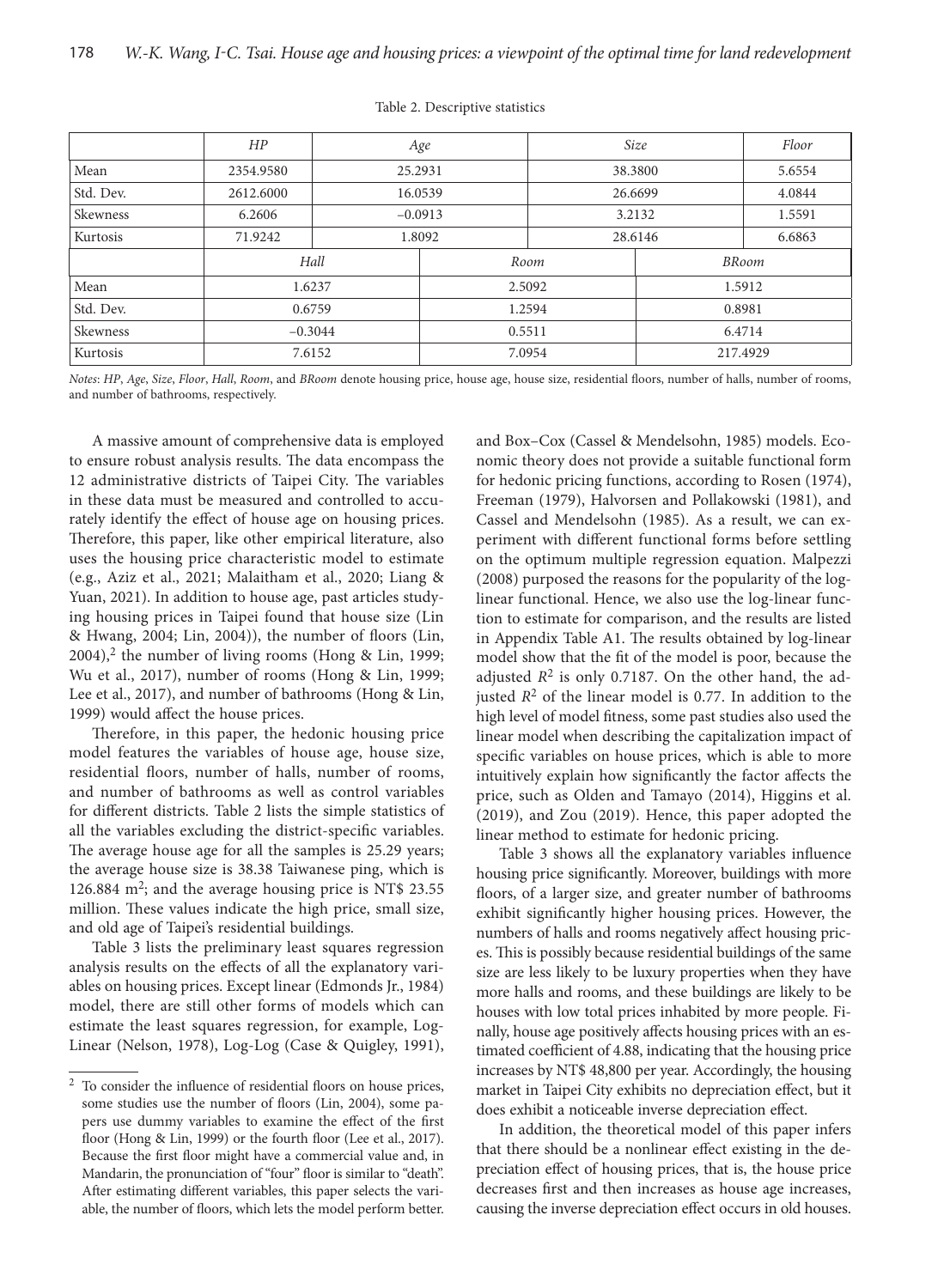Table 2. Descriptive statistics

|  | *HP* | *Age* | *Size* | *Floor* |
|---|---|---|---|---|
| Mean | 2354.9580 | 25.2931 | 38.3800 | 5.6554 |
| Std. Dev. | 2612.6000 | 16.0539 | 26.6699 | 4.0844 |
| Skewness | 6.2606 | −0.0913 | 3.2132 | 1.5591 |
| Kurtosis | 71.9242 | 1.8092 | 28.6146 | 6.6863 |

|  | *Hall* | *Room* | *BRoom* |
|---|---|---|---|
| Mean | 1.6237 | 2.5092 | 1.5912 |
| Std. Dev. | 0.6759 | 1.2594 | 0.8981 |
| Skewness | −0.3044 | 0.5511 | 6.4714 |
| Kurtosis | 7.6152 | 7.0954 | 217.4929 |

*Notes*: *HP*, *Age*, *Size*, *Floor*, *Hall*, *Room*, and *BRoom* denote housing price, house age, house size, residential floors, number of halls, number of rooms, and number of bathrooms, respectively.

A massive amount of comprehensive data is employed to ensure robust analysis results. The data encompass the 12 administrative districts of Taipei City. The variables in these data must be measured and controlled to accurately identify the effect of house age on housing prices. Therefore, this paper, like other empirical literature, also uses the housing price characteristic model to estimate (e.g., Aziz et al., 2021; Malaitham et al., 2020; Liang & Yuan, 2021). In addition to house age, past articles studying housing prices in Taipei found that house size (Lin & Hwang, 2004; Lin, 2004)), the number of floors (Lin, 2004),[2] the number of living rooms (Hong & Lin, 1999; Wu et al., 2017), number of rooms (Hong & Lin, 1999; Lee et al., 2017), and number of bathrooms (Hong & Lin, 1999) would affect the house prices.

Therefore, in this paper, the hedonic housing price model features the variables of house age, house size, residential floors, number of halls, number of rooms, and number of bathrooms as well as control variables for different districts. Table 2 lists the simple statistics of all the variables excluding the district-specific variables. The average house age for all the samples is 25.29 years; the average house size is 38.38 Taiwanese ping, which is 126.884 $m^2$; and the average housing price is NT$ 23.55 million. These values indicate the high price, small size, and old age of Taipei's residential buildings.

Table 3 lists the preliminary least squares regression analysis results on the effects of all the explanatory variables on housing prices. Except linear (Edmonds Jr., 1984) model, there are still other forms of models which can estimate the least squares regression, for example, Log-Linear (Nelson, 1978), Log-Log (Case & Quigley, 1991), and Box–Cox (Cassel & Mendelsohn, 1985) models. Economic theory does not provide a suitable functional form for hedonic pricing functions, according to Rosen (1974), Freeman (1979), Halvorsen and Pollakowski (1981), and Cassel and Mendelsohn (1985). As a result, we can experiment with different functional forms before settling on the optimum multiple regression equation. Malpezzi (2008) purposed the reasons for the popularity of the log-linear functional. Hence, we also use the log-linear function to estimate for comparison, and the results are listed in Appendix Table A1. The results obtained by log-linear model show that the fit of the model is poor, because the adjusted $R^2$ is only 0.7187. On the other hand, the adjusted $R^2$ of the linear model is 0.77. In addition to the high level of model fitness, some past studies also used the linear model when describing the capitalization impact of specific variables on house prices, which is able to more intuitively explain how significantly the factor affects the price, such as Olden and Tamayo (2014), Higgins et al. (2019), and Zou (2019). Hence, this paper adopted the linear method to estimate for hedonic pricing.

Table 3 shows all the explanatory variables influence housing price significantly. Moreover, buildings with more floors, of a larger size, and greater number of bathrooms exhibit significantly higher housing prices. However, the numbers of halls and rooms negatively affect housing prices. This is possibly because residential buildings of the same size are less likely to be luxury properties when they have more halls and rooms, and these buildings are likely to be houses with low total prices inhabited by more people. Finally, house age positively affects housing prices with an estimated coefficient of 4.88, indicating that the housing price increases by NT$ 48,800 per year. Accordingly, the housing market in Taipei City exhibits no depreciation effect, but it does exhibit a noticeable inverse depreciation effect.

In addition, the theoretical model of this paper infers that there should be a nonlinear effect existing in the depreciation effect of housing prices, that is, the house price decreases first and then increases as house age increases, causing the inverse depreciation effect occurs in old houses.

[2] To consider the influence of residential floors on house prices, some studies use the number of floors (Lin, 2004), some papers use dummy variables to examine the effect of the first floor (Hong & Lin, 1999) or the fourth floor (Lee et al., 2017). Because the first floor might have a commercial value and, in Mandarin, the pronunciation of "four" floor is similar to "death". After estimating different variables, this paper selects the variable, the number of floors, which lets the model perform better.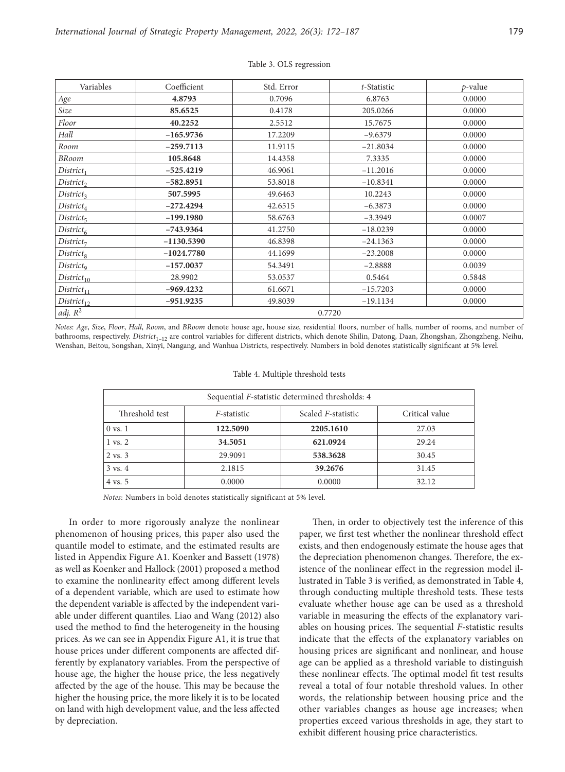Table 3. OLS regression

| Variables | Coefficient | Std. Error | *t*-Statistic | *p*-value |
|---|---|---|---|---|
| *Age* | **4.8793** | 0.7096 | 6.8763 | 0.0000 |
| *Size* | **85.6525** | 0.4178 | 205.0266 | 0.0000 |
| *Floor* | **40.2252** | 2.5512 | 15.7675 | 0.0000 |
| *Hall* | **−165.9736** | 17.2209 | −9.6379 | 0.0000 |
| *Room* | **−259.7113** | 11.9115 | −21.8034 | 0.0000 |
| *BRoom* | **105.8648** | 14.4358 | 7.3335 | 0.0000 |
| $District_1$ | **−525.4219** | 46.9061 | −11.2016 | 0.0000 |
| $District_2$ | **−582.8951** | 53.8018 | −10.8341 | 0.0000 |
| $District_3$ | **507.5995** | 49.6463 | 10.2243 | 0.0000 |
| $District_4$ | **−272.4294** | 42.6515 | −6.3873 | 0.0000 |
| $District_5$ | **−199.1980** | 58.6763 | −3.3949 | 0.0007 |
| $District_6$ | **−743.9364** | 41.2750 | −18.0239 | 0.0000 |
| $District_7$ | **−1130.5390** | 46.8398 | −24.1363 | 0.0000 |
| $District_8$ | **−1024.7780** | 44.1699 | −23.2008 | 0.0000 |
| $District_9$ | **−157.0037** | 54.3491 | −2.8888 | 0.0039 |
| $District_{10}$ | 28.9902 | 53.0537 | 0.5464 | 0.5848 |
| $District_{11}$ | **−969.4232** | 61.6671 | −15.7203 | 0.0000 |
| $District_{12}$ | **−951.9235** | 49.8039 | −19.1134 | 0.0000 |
| *adj.* $R^2$ | 0.7720 | | | |

*Notes*: *Age*, *Size*, *Floor*, *Hall*, *Room*, and *BRoom* denote house age, house size, residential floors, number of halls, number of rooms, and number of bathrooms, respectively. $District_{1-12}$ are control variables for different districts, which denote Shilin, Datong, Daan, Zhongshan, Zhongzheng, Neihu, Wenshan, Beitou, Songshan, Xinyi, Nangang, and Wanhua Districts, respectively. Numbers in bold denotes statistically significant at 5% level.

Table 4. Multiple threshold tests

| Sequential *F*-statistic determined thresholds: 4 | | | |
|---|---|---|---|
| Threshold test | *F*-statistic | Scaled *F*-statistic | Critical value |
| 0 vs. 1 | **122.5090** | **2205.1610** | 27.03 |
| 1 vs. 2 | **34.5051** | **621.0924** | 29.24 |
| 2 vs. 3 | 29.9091 | **538.3628** | 30.45 |
| 3 vs. 4 | 2.1815 | **39.2676** | 31.45 |
| 4 vs. 5 | 0.0000 | 0.0000 | 32.12 |

*Notes*: Numbers in bold denotes statistically significant at 5% level.

In order to more rigorously analyze the nonlinear phenomenon of housing prices, this paper also used the quantile model to estimate, and the estimated results are listed in Appendix Figure A1. Koenker and Bassett (1978) as well as Koenker and Hallock (2001) proposed a method to examine the nonlinearity effect among different levels of a dependent variable, which are used to estimate how the dependent variable is affected by the independent variable under different quantiles. Liao and Wang (2012) also used the method to find the heterogeneity in the housing prices. As we can see in Appendix Figure A1, it is true that house prices under different components are affected differently by explanatory variables. From the perspective of house age, the higher the house price, the less negatively affected by the age of the house. This may be because the higher the housing price, the more likely it is to be located on land with high development value, and the less affected by depreciation.

Then, in order to objectively test the inference of this paper, we first test whether the nonlinear threshold effect exists, and then endogenously estimate the house ages that the depreciation phenomenon changes. Therefore, the existence of the nonlinear effect in the regression model illustrated in Table 3 is verified, as demonstrated in Table 4, through conducting multiple threshold tests. These tests evaluate whether house age can be used as a threshold variable in measuring the effects of the explanatory variables on housing prices. The sequential *F*-statistic results indicate that the effects of the explanatory variables on housing prices are significant and nonlinear, and house age can be applied as a threshold variable to distinguish these nonlinear effects. The optimal model fit test results reveal a total of four notable threshold values. In other words, the relationship between housing price and the other variables changes as house age increases; when properties exceed various thresholds in age, they start to exhibit different housing price characteristics.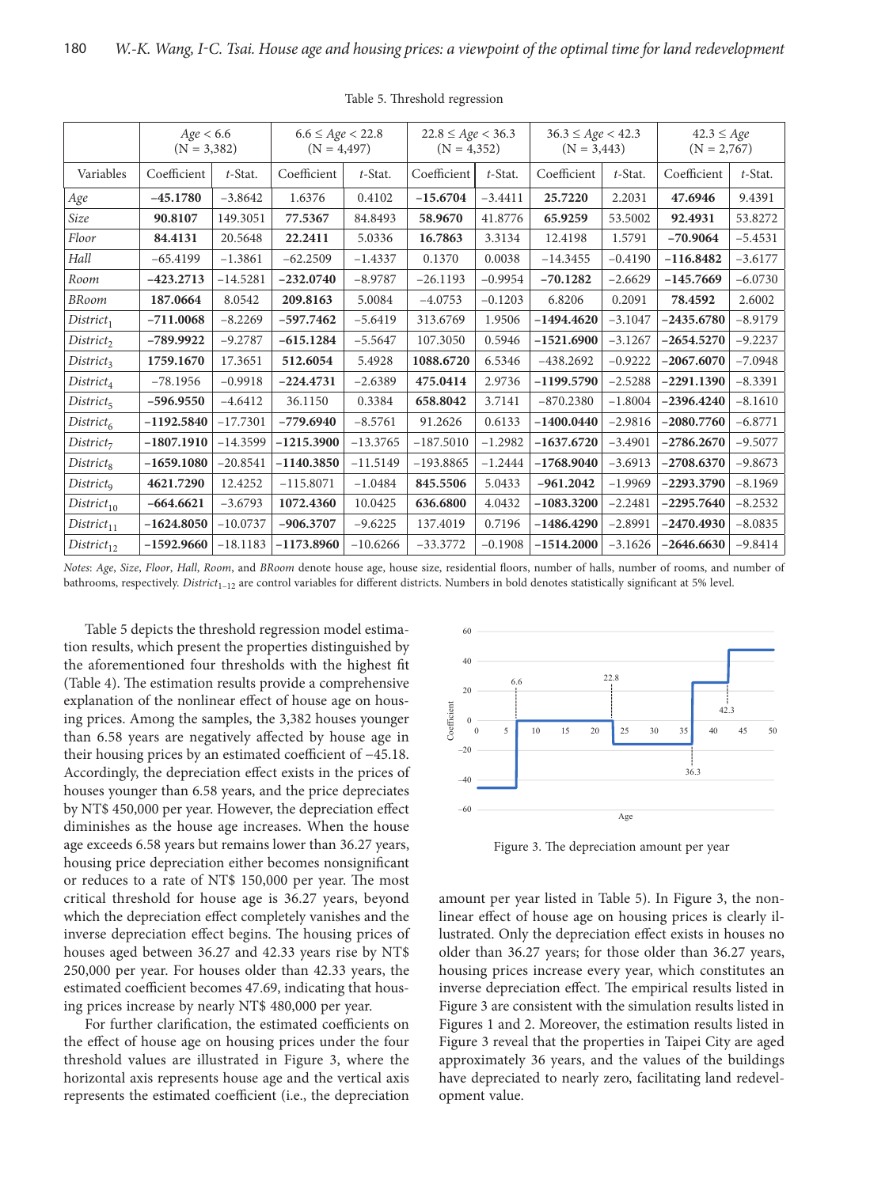Table 5. Threshold regression

| | $Age < 6.6$ (N = 3,382) | | $6.6 \le Age < 22.8$ (N = 4,497) | | $22.8 \le Age < 36.3$ (N = 4,352) | | $36.3 \le Age < 42.3$ (N = 3,443) | | $42.3 \le Age$ (N = 2,767) | |
|---|---|---|---|---|---|---|---|---|---|---|
| Variables | Coefficient | *t*-Stat. | Coefficient | *t*-Stat. | Coefficient | *t*-Stat. | Coefficient | *t*-Stat. | Coefficient | *t*-Stat. |
| *Age* | **–45.1780** | –3.8642 | 1.6376 | 0.4102 | **–15.6704** | –3.4411 | **25.7220** | 2.2031 | **47.6946** | 9.4391 |
| *Size* | **90.8107** | 149.3051 | **77.5367** | 84.8493 | **58.9670** | 41.8776 | **65.9259** | 53.5002 | **92.4931** | 53.8272 |
| *Floor* | **84.4131** | 20.5648 | **22.2411** | 5.0336 | **16.7863** | 3.3134 | 12.4198 | 1.5791 | **–70.9064** | –5.4531 |
| *Hall* | –65.4199 | –1.3861 | –62.2509 | –1.4337 | 0.1370 | 0.0038 | –14.3455 | –0.4190 | **–116.8482** | –3.6177 |
| *Room* | **–423.2713** | –14.5281 | **–232.0740** | –8.9787 | –26.1193 | –0.9954 | **–70.1282** | –2.6629 | **–145.7669** | –6.0730 |
| *BRoom* | **187.0664** | 8.0542 | **209.8163** | 5.0084 | –4.0753 | –0.1203 | 6.8206 | 0.2091 | **78.4592** | 2.6002 |
| $District_1$ | **–711.0068** | –8.2269 | **–597.7462** | –5.6419 | 313.6769 | 1.9506 | **–1494.4620** | –3.1047 | **–2435.6780** | –8.9179 |
| $District_2$ | **–789.9922** | –9.2787 | **–615.1284** | –5.5647 | 107.3050 | 0.5946 | **–1521.6900** | –3.1267 | **–2654.5270** | –9.2237 |
| $District_3$ | **1759.1670** | 17.3651 | **512.6054** | 5.4928 | **1088.6720** | 6.5346 | –438.2692 | –0.9222 | **–2067.6070** | –7.0948 |
| $District_4$ | –78.1956 | –0.9918 | **–224.4731** | –2.6389 | **475.0414** | 2.9736 | **–1199.5790** | –2.5288 | **–2291.1390** | –8.3391 |
| $District_5$ | **–596.9550** | –4.6412 | 36.1150 | 0.3384 | **658.8042** | 3.7141 | –870.2380 | –1.8004 | **–2396.4240** | –8.1610 |
| $District_6$ | **–1192.5840** | –17.7301 | **–779.6940** | –8.5761 | 91.2626 | 0.6133 | **–1400.0440** | –2.9816 | **–2080.7760** | –6.8771 |
| $District_7$ | **–1807.1910** | –14.3599 | **–1215.3900** | –13.3765 | –187.5010 | –1.2982 | **–1637.6720** | –3.4901 | **–2786.2670** | –9.5077 |
| $District_8$ | **–1659.1080** | –20.8541 | **–1140.3850** | –11.5149 | –193.8865 | –1.2444 | **–1768.9040** | –3.6913 | **–2708.6370** | –9.8673 |
| $District_9$ | **4621.7290** | 12.4252 | –115.8071 | –1.0484 | **845.5506** | 5.0433 | **–961.2042** | –1.9969 | **–2293.3790** | –8.1969 |
| $District_{10}$ | **–664.6621** | –3.6793 | **1072.4360** | 10.0425 | **636.6800** | 4.0432 | **–1083.3200** | –2.2481 | **–2295.7640** | –8.2532 |
| $District_{11}$ | **–1624.8050** | –10.0737 | **–906.3707** | –9.6225 | 137.4019 | 0.7196 | **–1486.4290** | –2.8991 | **–2470.4930** | –8.0835 |
| $District_{12}$ | **–1592.9660** | –18.1183 | **–1173.8960** | –10.6266 | –33.3772 | –0.1908 | **–1514.2000** | –3.1626 | **–2646.6630** | –9.8414 |

*Notes*: *Age*, *Size*, *Floor*, *Hall*, *Room*, and *BRoom* denote house age, house size, residential floors, number of halls, number of rooms, and number of bathrooms, respectively. $District_{1-12}$ are control variables for different districts. Numbers in bold denotes statistically significant at 5% level.

Table 5 depicts the threshold regression model estimation results, which present the properties distinguished by the aforementioned four thresholds with the highest fit (Table 4). The estimation results provide a comprehensive explanation of the nonlinear effect of house age on housing prices. Among the samples, the 3,382 houses younger than 6.58 years are negatively affected by house age in their housing prices by an estimated coefficient of –45.18. Accordingly, the depreciation effect exists in the prices of houses younger than 6.58 years, and the price depreciates by NT$ 450,000 per year. However, the depreciation effect diminishes as the house age increases. When the house age exceeds 6.58 years but remains lower than 36.27 years, housing price depreciation either becomes nonsignificant or reduces to a rate of NT$ 150,000 per year. The most critical threshold for house age is 36.27 years, beyond which the depreciation effect completely vanishes and the inverse depreciation effect begins. The housing prices of houses aged between 36.27 and 42.33 years rise by NT$ 250,000 per year. For houses older than 42.33 years, the estimated coefficient becomes 47.69, indicating that housing prices increase by nearly NT$ 480,000 per year.

For further clarification, the estimated coefficients on the effect of house age on housing prices under the four threshold values are illustrated in Figure 3, where the horizontal axis represents house age and the vertical axis represents the estimated coefficient (i.e., the depreciation amount per year listed in Table 5). In Figure 3, the nonlinear effect of house age on housing prices is clearly illustrated. Only the depreciation effect exists in houses no older than 36.27 years; for those older than 36.27 years, housing prices increase every year, which constitutes an inverse depreciation effect. The empirical results listed in Figure 3 are consistent with the simulation results listed in Figures 1 and 2. Moreover, the estimation results listed in Figure 3 reveal that the properties in Taipei City are aged approximately 36 years, and the values of the buildings have depreciated to nearly zero, facilitating land redevelopment value.

Figure 3. The depreciation amount per year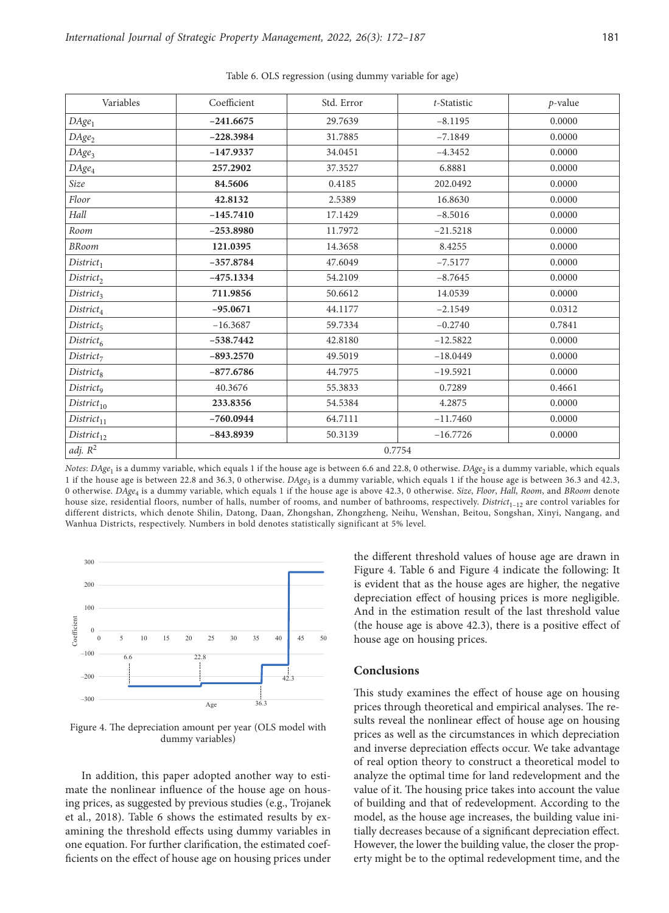Table 6. OLS regression (using dummy variable for age)

| Variables | Coefficient | Std. Error | *t*-Statistic | *p*-value |
|---|---|---|---|---|
| $DAge_1$ | **−241.6675** | 29.7639 | −8.1195 | 0.0000 |
| $DAge_2$ | **−228.3984** | 31.7885 | −7.1849 | 0.0000 |
| $DAge_3$ | **−147.9337** | 34.0451 | −4.3452 | 0.0000 |
| $DAge_4$ | **257.2902** | 37.3527 | 6.8881 | 0.0000 |
| *Size* | **84.5606** | 0.4185 | 202.0492 | 0.0000 |
| *Floor* | **42.8132** | 2.5389 | 16.8630 | 0.0000 |
| *Hall* | **−145.7410** | 17.1429 | −8.5016 | 0.0000 |
| *Room* | **−253.8980** | 11.7972 | −21.5218 | 0.0000 |
| *BRoom* | **121.0395** | 14.3658 | 8.4255 | 0.0000 |
| $District_1$ | **−357.8784** | 47.6049 | −7.5177 | 0.0000 |
| $District_2$ | **−475.1334** | 54.2109 | −8.7645 | 0.0000 |
| $District_3$ | **711.9856** | 50.6612 | 14.0539 | 0.0000 |
| $District_4$ | **−95.0671** | 44.1177 | −2.1549 | 0.0312 |
| $District_5$ | −16.3687 | 59.7334 | −0.2740 | 0.7841 |
| $District_6$ | **−538.7442** | 42.8180 | −12.5822 | 0.0000 |
| $District_7$ | **−893.2570** | 49.5019 | −18.0449 | 0.0000 |
| $District_8$ | **−877.6786** | 44.7975 | −19.5921 | 0.0000 |
| $District_9$ | 40.3676 | 55.3833 | 0.7289 | 0.4661 |
| $District_{10}$ | **233.8356** | 54.5384 | 4.2875 | 0.0000 |
| $District_{11}$ | **−760.0944** | 64.7111 | −11.7460 | 0.0000 |
| $District_{12}$ | **−843.8939** | 50.3139 | −16.7726 | 0.0000 |
| *adj.* $R^2$ | 0.7754 | | | |

*Notes*: $DAge_1$ is a dummy variable, which equals 1 if the house age is between 6.6 and 22.8, 0 otherwise. $DAge_2$ is a dummy variable, which equals 1 if the house age is between 22.8 and 36.3, 0 otherwise. $DAge_3$ is a dummy variable, which equals 1 if the house age is between 36.3 and 42.3, 0 otherwise. $DAge_4$ is a dummy variable, which equals 1 if the house age is above 42.3, 0 otherwise. *Size*, *Floor*, *Hall*, *Room*, and *BRoom* denote house size, residential floors, number of halls, number of rooms, and number of bathrooms, respectively. $District_{1-12}$ are control variables for different districts, which denote Shilin, Datong, Daan, Zhongshan, Zhongzheng, Neihu, Wenshan, Beitou, Songshan, Xinyi, Nangang, and Wanhua Districts, respectively. Numbers in bold denotes statistically significant at 5% level.

Figure 4. The depreciation amount per year (OLS model with dummy variables)

In addition, this paper adopted another way to estimate the nonlinear influence of the house age on housing prices, as suggested by previous studies (e.g., Trojanek et al., 2018). Table 6 shows the estimated results by examining the threshold effects using dummy variables in one equation. For further clarification, the estimated coefficients on the effect of house age on housing prices under the different threshold values of house age are drawn in Figure 4. Table 6 and Figure 4 indicate the following: It is evident that as the house ages are higher, the negative depreciation effect of housing prices is more negligible. And in the estimation result of the last threshold value (the house age is above 42.3), there is a positive effect of house age on housing prices.

## Conclusions

This study examines the effect of house age on housing prices through theoretical and empirical analyses. The results reveal the nonlinear effect of house age on housing prices as well as the circumstances in which depreciation and inverse depreciation effects occur. We take advantage of real option theory to construct a theoretical model to analyze the optimal time for land redevelopment and the value of it. The housing price takes into account the value of building and that of redevelopment. According to the model, as the house age increases, the building value initially decreases because of a significant depreciation effect. However, the lower the building value, the closer the property might be to the optimal redevelopment time, and the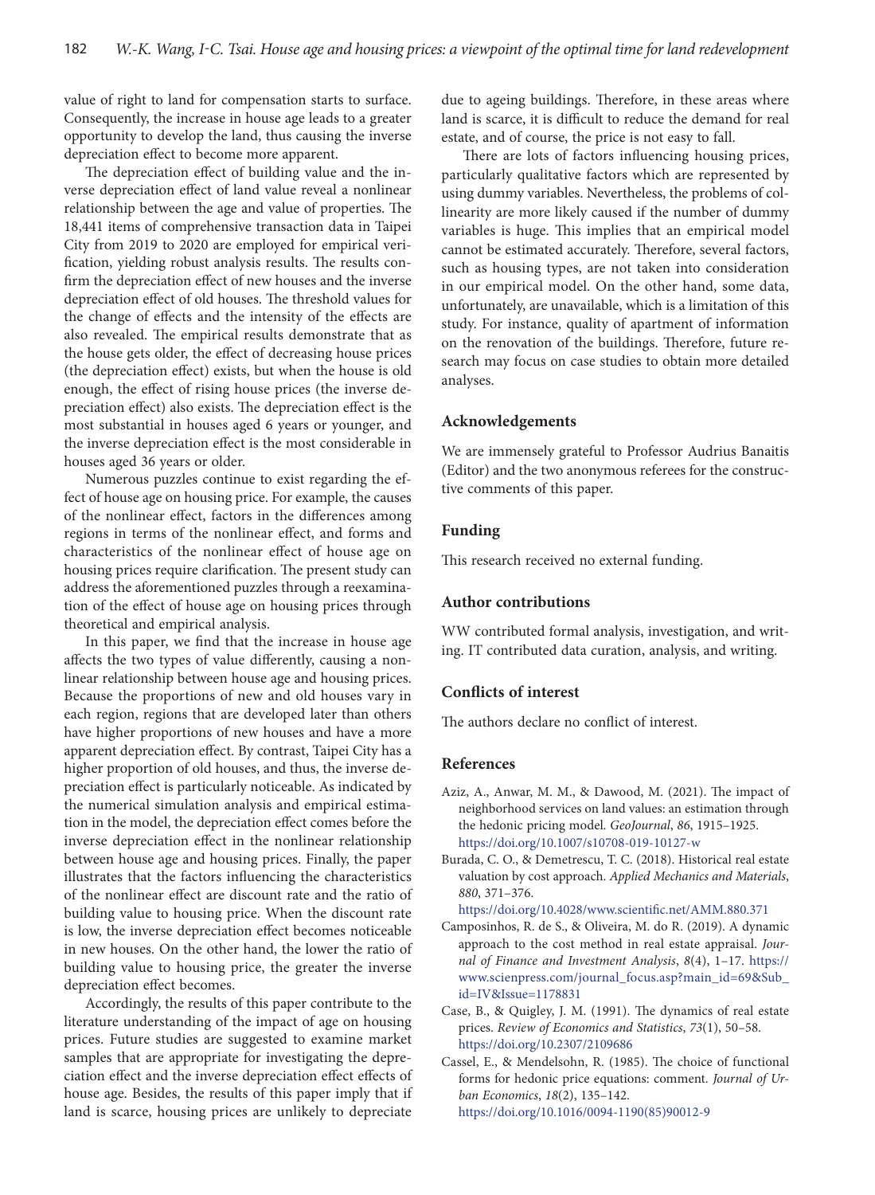value of right to land for compensation starts to surface. Consequently, the increase in house age leads to a greater opportunity to develop the land, thus causing the inverse depreciation effect to become more apparent.

The depreciation effect of building value and the inverse depreciation effect of land value reveal a nonlinear relationship between the age and value of properties. The 18,441 items of comprehensive transaction data in Taipei City from 2019 to 2020 are employed for empirical verification, yielding robust analysis results. The results confirm the depreciation effect of new houses and the inverse depreciation effect of old houses. The threshold values for the change of effects and the intensity of the effects are also revealed. The empirical results demonstrate that as the house gets older, the effect of decreasing house prices (the depreciation effect) exists, but when the house is old enough, the effect of rising house prices (the inverse depreciation effect) also exists. The depreciation effect is the most substantial in houses aged 6 years or younger, and the inverse depreciation effect is the most considerable in houses aged 36 years or older.

Numerous puzzles continue to exist regarding the effect of house age on housing price. For example, the causes of the nonlinear effect, factors in the differences among regions in terms of the nonlinear effect, and forms and characteristics of the nonlinear effect of house age on housing prices require clarification. The present study can address the aforementioned puzzles through a reexamination of the effect of house age on housing prices through theoretical and empirical analysis.

In this paper, we find that the increase in house age affects the two types of value differently, causing a nonlinear relationship between house age and housing prices. Because the proportions of new and old houses vary in each region, regions that are developed later than others have higher proportions of new houses and have a more apparent depreciation effect. By contrast, Taipei City has a higher proportion of old houses, and thus, the inverse depreciation effect is particularly noticeable. As indicated by the numerical simulation analysis and empirical estimation in the model, the depreciation effect comes before the inverse depreciation effect in the nonlinear relationship between house age and housing prices. Finally, the paper illustrates that the factors influencing the characteristics of the nonlinear effect are discount rate and the ratio of building value to housing price. When the discount rate is low, the inverse depreciation effect becomes noticeable in new houses. On the other hand, the lower the ratio of building value to housing price, the greater the inverse depreciation effect becomes.

Accordingly, the results of this paper contribute to the literature understanding of the impact of age on housing prices. Future studies are suggested to examine market samples that are appropriate for investigating the depreciation effect and the inverse depreciation effect effects of house age. Besides, the results of this paper imply that if land is scarce, housing prices are unlikely to depreciate due to ageing buildings. Therefore, in these areas where land is scarce, it is difficult to reduce the demand for real estate, and of course, the price is not easy to fall.

There are lots of factors influencing housing prices, particularly qualitative factors which are represented by using dummy variables. Nevertheless, the problems of collinearity are more likely caused if the number of dummy variables is huge. This implies that an empirical model cannot be estimated accurately. Therefore, several factors, such as housing types, are not taken into consideration in our empirical model. On the other hand, some data, unfortunately, are unavailable, which is a limitation of this study. For instance, quality of apartment of information on the renovation of the buildings. Therefore, future research may focus on case studies to obtain more detailed analyses.

## Acknowledgements

We are immensely grateful to Professor Audrius Banaitis (Editor) and the two anonymous referees for the constructive comments of this paper.

## Funding

This research received no external funding.

## Author contributions

WW contributed formal analysis, investigation, and writing. IT contributed data curation, analysis, and writing.

## Conflicts of interest

The authors declare no conflict of interest.

## References

Aziz, A., Anwar, M. M., & Dawood, M. (2021). The impact of neighborhood services on land values: an estimation through the hedonic pricing model. *GeoJournal*, *86*, 1915–1925. https://doi.org/10.1007/s10708-019-10127-w

Burada, C. O., & Demetrescu, T. C. (2018). Historical real estate valuation by cost approach. *Applied Mechanics and Materials*, *880*, 371–376. https://doi.org/10.4028/www.scientific.net/AMM.880.371

Camposinhos, R. de S., & Oliveira, M. do R. (2019). A dynamic approach to the cost method in real estate appraisal. *Journal of Finance and Investment Analysis*, *8*(4), 1–17. https://www.scienpress.com/journal_focus.asp?main_id=69&Sub_id=IV&Issue=1178831

Case, B., & Quigley, J. M. (1991). The dynamics of real estate prices. *Review of Economics and Statistics*, *73*(1), 50–58. https://doi.org/10.2307/2109686

Cassel, E., & Mendelsohn, R. (1985). The choice of functional forms for hedonic price equations: comment. *Journal of Urban Economics*, *18*(2), 135–142. https://doi.org/10.1016/0094-1190(85)90012-9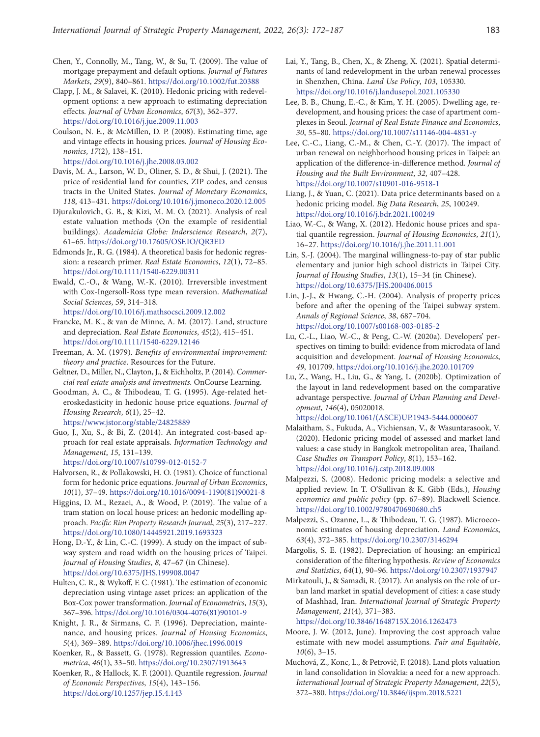Chen, Y., Connolly, M., Tang, W., & Su, T. (2009). The value of mortgage prepayment and default options. *Journal of Futures Markets*, *29*(9), 840–861. https://doi.org/10.1002/fut.20388

Clapp, J. M., & Salavei, K. (2010). Hedonic pricing with redevelopment options: a new approach to estimating depreciation effects. *Journal of Urban Economics*, *67*(3), 362–377. https://doi.org/10.1016/j.jue.2009.11.003

Coulson, N. E., & McMillen, D. P. (2008). Estimating time, age and vintage effects in housing prices. *Journal of Housing Economics*, *17*(2), 138–151. https://doi.org/10.1016/j.jhe.2008.03.002

Davis, M. A., Larson, W. D., Oliner, S. D., & Shui, J. (2021). The price of residential land for counties, ZIP codes, and census tracts in the United States. *Journal of Monetary Economics*, *118*, 413–431. https://doi.org/10.1016/j.jmoneco.2020.12.005

Djurakulovich, G. B., & Kizi, M. M. O. (2021). Analysis of real estate valuation methods (On the example of residential buildings). *Academicia Globe: Inderscience Research*, *2*(7), 61–65. https://doi.org/10.17605/OSF.IO/QR3ED

Edmonds Jr., R. G. (1984). A theoretical basis for hedonic regression: a research primer. *Real Estate Economics*, *12*(1), 72–85. https://doi.org/10.1111/1540-6229.00311

Ewald, C.-O., & Wang, W.-K. (2010). Irreversible investment with Cox-Ingersoll-Ross type mean reversion. *Mathematical Social Sciences*, *59*, 314–318. https://doi.org/10.1016/j.mathsocsci.2009.12.002

Francke, M. K., & van de Minne, A. M. (2017). Land, structure and depreciation. *Real Estate Economics*, *45*(2), 415–451. https://doi.org/10.1111/1540-6229.12146

Freeman, A. M. (1979). *Benefits of environmental improvement: theory and practice*. Resources for the Future.

Geltner, D., Miller, N., Clayton, J., & Eichholtz, P. (2014). *Commercial real estate analysis and investments*. OnCourse Learning.

Goodman, A. C., & Thibodeau, T. G. (1995). Age-related heteroskedasticity in hedonic house price equations. *Journal of Housing Research*, *6*(1), 25–42. https://www.jstor.org/stable/24825889

Guo, J., Xu, S., & Bi, Z. (2014). An integrated cost-based approach for real estate appraisals. *Information Technology and Management*, *15*, 131–139. https://doi.org/10.1007/s10799-012-0152-7

Halvorsen, R., & Pollakowski, H. O. (1981). Choice of functional form for hedonic price equations. *Journal of Urban Economics*, *10*(1), 37–49. https://doi.org/10.1016/0094-1190(81)90021-8

Higgins, D. M., Rezaei, A., & Wood, P. (2019). The value of a tram station on local house prices: an hedonic modelling approach. *Pacific Rim Property Research Journal*, *25*(3), 217–227. https://doi.org/10.1080/14445921.2019.1693323

Hong, D.-Y., & Lin, C.-C. (1999). A study on the impact of subway system and road width on the housing prices of Taipei. *Journal of Housing Studies*, *8*, 47–67 (in Chinese). https://doi.org/10.6375/JHS.199908.0047

Hulten, C. R., & Wykoff, F. C. (1981). The estimation of economic depreciation using vintage asset prices: an application of the Box-Cox power transformation. *Journal of Econometrics*, *15*(3), 367–396. https://doi.org/10.1016/0304-4076(81)90101-9

Knight, J. R., & Sirmans, C. F. (1996). Depreciation, maintenance, and housing prices. *Journal of Housing Economics*, *5*(4), 369–389. https://doi.org/10.1006/jhec.1996.0019

Koenker, R., & Bassett, G. (1978). Regression quantiles. *Econometrica*, *46*(1), 33–50. https://doi.org/10.2307/1913643

Koenker, R., & Hallock, K. F. (2001). Quantile regression. *Journal of Economic Perspectives*, *15*(4), 143–156. https://doi.org/10.1257/jep.15.4.143

Lai, Y., Tang, B., Chen, X., & Zheng, X. (2021). Spatial determinants of land redevelopment in the urban renewal processes in Shenzhen, China. *Land Use Policy*, *103*, 105330. https://doi.org/10.1016/j.landusepol.2021.105330

Lee, B. B., Chung, E.-C., & Kim, Y. H. (2005). Dwelling age, redevelopment, and housing prices: the case of apartment complexes in Seoul. *Journal of Real Estate Finance and Economics*, *30*, 55–80. https://doi.org/10.1007/s11146-004-4831-y

Lee, C.-C., Liang, C.-M., & Chen, C.-Y. (2017). The impact of urban renewal on neighborhood housing prices in Taipei: an application of the difference-in-difference method. *Journal of Housing and the Built Environment*, *32*, 407–428. https://doi.org/10.1007/s10901-016-9518-1

Liang, J., & Yuan, C. (2021). Data price determinants based on a hedonic pricing model. *Big Data Research*, *25*, 100249. https://doi.org/10.1016/j.bdr.2021.100249

Liao, W.-C., & Wang, X. (2012). Hedonic house prices and spatial quantile regression. *Journal of Housing Economics*, *21*(1), 16–27. https://doi.org/10.1016/j.jhe.2011.11.001

Lin, S.-J. (2004). The marginal willingness-to-pay of star public elementary and junior high school districts in Taipei City. *Journal of Housing Studies*, *13*(1), 15–34 (in Chinese). https://doi.org/10.6375/JHS.200406.0015

Lin, J.-J., & Hwang, C.-H. (2004). Analysis of property prices before and after the opening of the Taipei subway system. *Annals of Regional Science*, *38*, 687–704. https://doi.org/10.1007/s00168-003-0185-2

Lu, C.-L., Liao, W.-C., & Peng, C.-W. (2020a). Developers' perspectives on timing to build: evidence from microdata of land acquisition and development. *Journal of Housing Economics*, *49*, 101709. https://doi.org/10.1016/j.jhe.2020.101709

Lu, Z., Wang, H., Liu, G., & Yang, L. (2020b). Optimization of the layout in land redevelopment based on the comparative advantage perspective. *Journal of Urban Planning and Development*, *146*(4), 05020018. https://doi.org/10.1061/(ASCE)UP.1943-5444.0000607

Malaitham, S., Fukuda, A., Vichiensan, V., & Wasuntarasook, V. (2020). Hedonic pricing model of assessed and market land values: a case study in Bangkok metropolitan area, Thailand. *Case Studies on Transport Policy*, *8*(1), 153–162. https://doi.org/10.1016/j.cstp.2018.09.008

Malpezzi, S. (2008). Hedonic pricing models: a selective and applied review. In T. O'Sullivan & K. Gibb (Eds.), *Housing economics and public policy* (pp. 67–89). Blackwell Science. https://doi.org/10.1002/9780470690680.ch5

Malpezzi, S., Ozanne, L., & Thibodeau, T. G. (1987). Microeconomic estimates of housing depreciation. *Land Economics*, *63*(4), 372–385. https://doi.org/10.2307/3146294

Margolis, S. E. (1982). Depreciation of housing: an empirical consideration of the filtering hypothesis. *Review of Economics and Statistics*, *64*(1), 90–96. https://doi.org/10.2307/1937947

Mirkatouli, J., & Samadi, R. (2017). An analysis on the role of urban land market in spatial development of cities: a case study of Mashhad, Iran. *International Journal of Strategic Property Management*, *21*(4), 371–383. https://doi.org/10.3846/1648715X.2016.1262473

Moore, J. W. (2012, June). Improving the cost approach value estimate with new model assumptions. *Fair and Equitable*, *10*(6), 3–15.

Muchová, Z., Konc, L., & Petrovič, F. (2018). Land plots valuation in land consolidation in Slovakia: a need for a new approach. *International Journal of Strategic Property Management*, *22*(5), 372–380. https://doi.org/10.3846/ijspm.2018.5221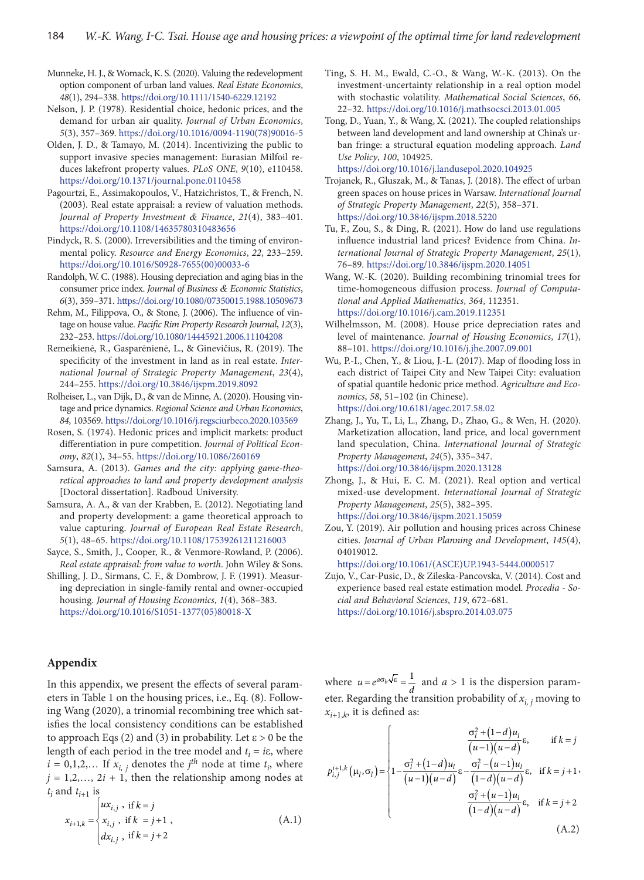Munneke, H. J., & Womack, K. S. (2020). Valuing the redevelopment option component of urban land values. *Real Estate Economics*, *48*(1), 294–338. https://doi.org/10.1111/1540-6229.12192

Nelson, J. P. (1978). Residential choice, hedonic prices, and the demand for urban air quality. *Journal of Urban Economics*, *5*(3), 357–369. https://doi.org/10.1016/0094-1190(78)90016-5

Olden, J. D., & Tamayo, M. (2014). Incentivizing the public to support invasive species management: Eurasian Milfoil reduces lakefront property values. *PLoS ONE*, *9*(10), e110458. https://doi.org/10.1371/journal.pone.0110458

Pagourtzi, E., Assimakopoulos, V., Hatzichristos, T., & French, N. (2003). Real estate appraisal: a review of valuation methods. *Journal of Property Investment & Finance*, *21*(4), 383–401. https://doi.org/10.1108/14635780310483656

Pindyck, R. S. (2000). Irreversibilities and the timing of environmental policy. *Resource and Energy Economics*, *22*, 233–259. https://doi.org/10.1016/S0928-7655(00)00033-6

Randolph, W. C. (1988). Housing depreciation and aging bias in the consumer price index. *Journal of Business & Economic Statistics*, *6*(3), 359–371. https://doi.org/10.1080/07350015.1988.10509673

Rehm, M., Filippova, O., & Stone, J. (2006). The influence of vintage on house value. *Pacific Rim Property Research Journal*, *12*(3), 232–253. https://doi.org/10.1080/14445921.2006.11104208

Remeikienė, R., Gasparėnienė, L., & Ginevičius, R. (2019). The specificity of the investment in land as in real estate. *International Journal of Strategic Property Management*, *23*(4), 244–255. https://doi.org/10.3846/ijspm.2019.8092

Rolheiser, L., van Dijk, D., & van de Minne, A. (2020). Housing vintage and price dynamics. *Regional Science and Urban Economics*, *84*, 103569. https://doi.org/10.1016/j.regsciurbeco.2020.103569

Rosen, S. (1974). Hedonic prices and implicit markets: product differentiation in pure competition. *Journal of Political Economy*, *82*(1), 34–55. https://doi.org/10.1086/260169

Samsura, A. (2013). *Games and the city: applying game-theoretical approaches to land and property development analysis* [Doctoral dissertation]. Radboud University.

Samsura, A. A., & van der Krabben, E. (2012). Negotiating land and property development: a game theoretical approach to value capturing. *Journal of European Real Estate Research*, *5*(1), 48–65. https://doi.org/10.1108/17539261211216003

Sayce, S., Smith, J., Cooper, R., & Venmore-Rowland, P. (2006). *Real estate appraisal: from value to worth*. John Wiley & Sons.

Shilling, J. D., Sirmans, C. F., & Dombrow, J. F. (1991). Measuring depreciation in single-family rental and owner-occupied housing. *Journal of Housing Economics*, *1*(4), 368–383. https://doi.org/10.1016/S1051-1377(05)80018-X

Ting, S. H. M., Ewald, C.-O., & Wang, W.-K. (2013). On the investment-uncertainty relationship in a real option model with stochastic volatility. *Mathematical Social Sciences*, *66*, 22–32. https://doi.org/10.1016/j.mathsocsci.2013.01.005

Tong, D., Yuan, Y., & Wang, X. (2021). The coupled relationships between land development and land ownership at China's urban fringe: a structural equation modeling approach. *Land Use Policy*, *100*, 104925. https://doi.org/10.1016/j.landusepol.2020.104925

Trojanek, R., Gluszak, M., & Tanas, J. (2018). The effect of urban green spaces on house prices in Warsaw. *International Journal of Strategic Property Management*, *22*(5), 358–371. https://doi.org/10.3846/ijspm.2018.5220

Tu, F., Zou, S., & Ding, R. (2021). How do land use regulations influence industrial land prices? Evidence from China. *International Journal of Strategic Property Management*, *25*(1), 76–89. https://doi.org/10.3846/ijspm.2020.14051

Wang, W.-K. (2020). Building recombining trinomial trees for time-homogeneous diffusion process. *Journal of Computational and Applied Mathematics*, *364*, 112351. https://doi.org/10.1016/j.cam.2019.112351

Wilhelmsson, M. (2008). House price depreciation rates and level of maintenance. *Journal of Housing Economics*, *17*(1), 88–101. https://doi.org/10.1016/j.jhe.2007.09.001

Wu, P.-I., Chen, Y., & Liou, J.-L. (2017). Map of flooding loss in each district of Taipei City and New Taipei City: evaluation of spatial quantile hedonic price method. *Agriculture and Economics*, *58*, 51–102 (in Chinese). https://doi.org/10.6181/agec.2017.58.02

Zhang, J., Yu, T., Li, L., Zhang, D., Zhao, G., & Wen, H. (2020). Marketization allocation, land price, and local government land speculation, China. *International Journal of Strategic Property Management*, *24*(5), 335–347. https://doi.org/10.3846/ijspm.2020.13128

Zhong, J., & Hui, E. C. M. (2021). Real option and vertical mixed-use development. *International Journal of Strategic Property Management*, *25*(5), 382–395. https://doi.org/10.3846/ijspm.2021.15059

Zou, Y. (2019). Air pollution and housing prices across Chinese cities. *Journal of Urban Planning and Development*, *145*(4), 04019012. https://doi.org/10.1061/(ASCE)UP.1943-5444.0000517

Zujo, V., Car-Pusic, D., & Zileska-Pancovska, V. (2014). Cost and experience based real estate estimation model. *Procedia - Social and Behavioral Sciences*, *119*, 672–681. https://doi.org/10.1016/j.sbspro.2014.03.075

## Appendix

In this appendix, we present the effects of several parameters in Table 1 on the housing prices, i.e., Eq. (8). Following Wang (2020), a trinomial recombining tree which satisfies the local consistency conditions can be established to approach Eqs (2) and (3) in probability. Let $\varepsilon > 0$ be the length of each period in the tree model and $t_i = i\varepsilon$, where $i = 0,1,2,\ldots$ If $x_{i,j}$ denotes the $j^{th}$ node at time $t_i$, where $j = 1,2,\ldots, 2i+1$, then the relationship among nodes at $t_i$ and $t_{i+1}$ is

$$x_{i+1,k} = \begin{cases} ux_{i,j}\,, & \text{if } k = j \\ x_{i,j}\,, & \text{if } k = j+1 \\ dx_{i,j}\,, & \text{if } k = j+2 \end{cases}, \tag{A.1}$$

where $u = e^{a\sigma_b\sqrt{\varepsilon}} = \dfrac{1}{d}$ and $a > 1$ is the dispersion parameter. Regarding the transition probability of $x_{i,j}$ moving to $x_{i+1,k}$, it is defined as:

$$p_{i,j}^{i+1,k}(\mu_l,\sigma_l) = \begin{cases} \dfrac{\sigma_l^2 + (1-d)u_l}{(u-1)(u-d)}\varepsilon, & \text{if } k = j \\ 1 - \dfrac{\sigma_l^2 + (1-d)u_l}{(u-1)(u-d)}\varepsilon - \dfrac{\sigma_l^2 - (u-1)u_l}{(1-d)(u-d)}\varepsilon, & \text{if } k = j+1 \\ \dfrac{\sigma_l^2 + (u-1)u_l}{(1-d)(u-d)}\varepsilon, & \text{if } k = j+2 \end{cases}, \tag{A.2}$$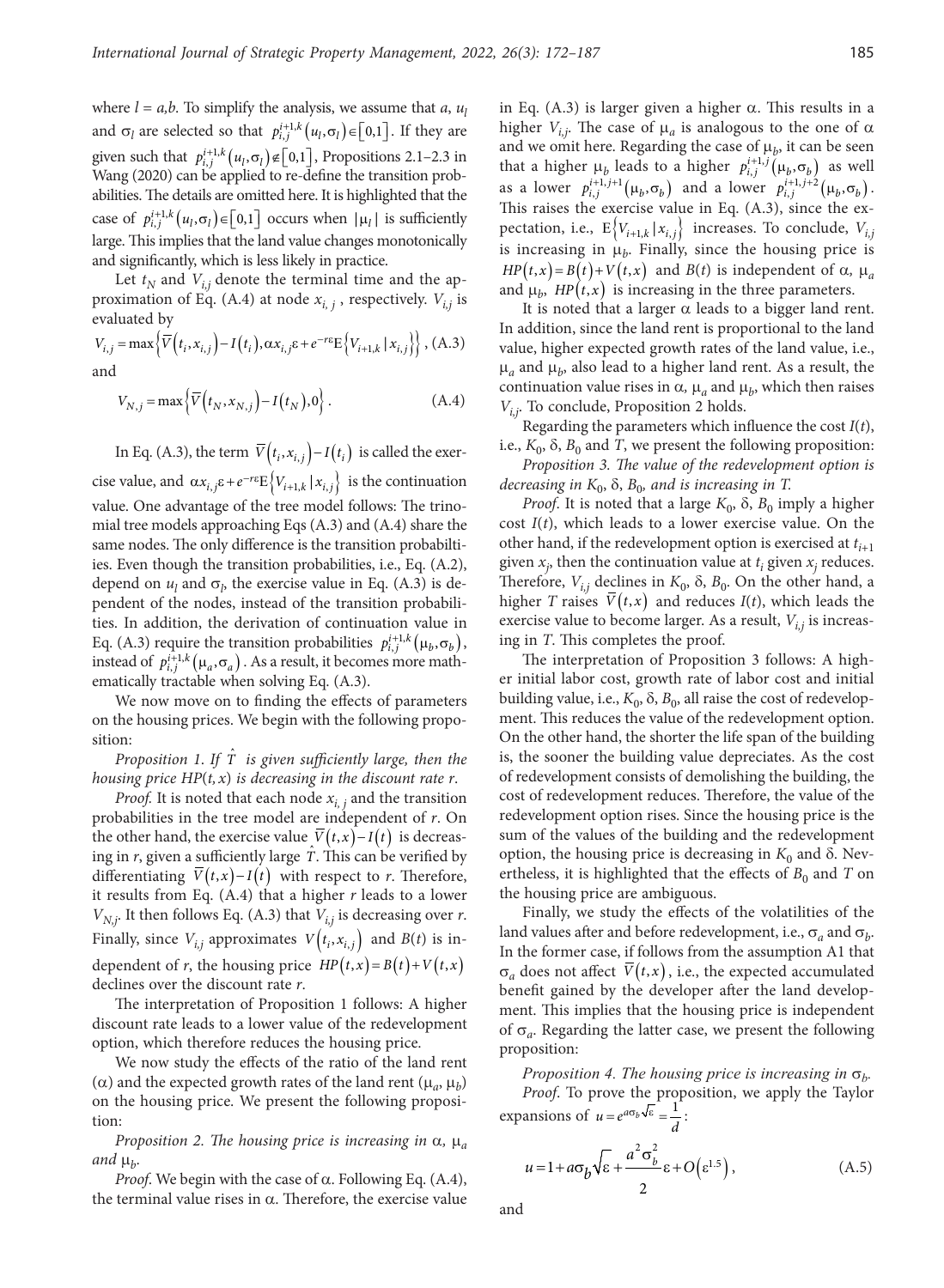where $l = a,b$. To simplify the analysis, we assume that $a$, $u_l$ and $\sigma_l$ are selected so that $p_{i,j}^{i+1,k}(u_l,\sigma_l) \in [0,1]$. If they are given such that $p_{i,j}^{i+1,k}(u_l,\sigma_l) \notin [0,1]$, Propositions 2.1–2.3 in Wang (2020) can be applied to re-define the transition probabilities. The details are omitted here. It is highlighted that the case of $p_{i,j}^{i+1,k}(u_l,\sigma_l) \in [0,1]$ occurs when $|\mu_l|$ is sufficiently large. This implies that the land value changes monotonically and significantly, which is less likely in practice.

Let $t_N$ and $V_{i,j}$ denote the terminal time and the approximation of Eq. (A.4) at node $x_{i,j}$, respectively. $V_{i,j}$ is evaluated by

$$V_{i,j} = \max\left\{\overline{V}(t_i, x_{i,j}) - I(t_i), \alpha x_{i,j}\varepsilon + e^{-r\varepsilon}\mathrm{E}\left\{V_{i+1,k} \mid x_{i,j}\right\}\right\}, \quad \text{(A.3)}$$

and

$$V_{N,j} = \max\left\{\overline{V}(t_N, x_{N,j}) - I(t_N), 0\right\}. \quad \text{(A.4)}$$

In Eq. (A.3), the term $\overline{V}(t_i, x_{i,j}) - I(t_i)$ is called the exercise value, and $\alpha x_{i,j}\varepsilon + e^{-r\varepsilon}\mathrm{E}\left\{V_{i+1,k} \mid x_{i,j}\right\}$ is the continuation value. One advantage of the tree model follows: The trinomial tree models approaching Eqs (A.3) and (A.4) share the same nodes. The only difference is the transition probabilties. Even though the transition probabilities, i.e., Eq. (A.2), depend on $u_l$ and $\sigma_l$, the exercise value in Eq. (A.3) is dependent of the nodes, instead of the transition probabilities. In addition, the derivation of continuation value in Eq. (A.3) require the transition probabilities $p_{i,j}^{i+1,k}(\mu_b,\sigma_b)$, instead of $p_{i,j}^{i+1,k}(\mu_a,\sigma_a)$. As a result, it becomes more mathematically tractable when solving Eq. (A.3).

We now move on to finding the effects of parameters on the housing prices. We begin with the following proposition:

*Proposition 1. If $\hat{T}$ is given sufficiently large, then the housing price $HP(t,x)$ is decreasing in the discount rate r.*

*Proof.* It is noted that each node $x_{i,j}$ and the transition probabilities in the tree model are independent of $r$. On the other hand, the exercise value $\overline{V}(t,x) - I(t)$ is decreasing in $r$, given a sufficiently large $\hat{T}$. This can be verified by differentiating $\overline{V}(t,x) - I(t)$ with respect to $r$. Therefore, it results from Eq. (A.4) that a higher $r$ leads to a lower $V_{N,j}$. It then follows Eq. (A.3) that $V_{i,j}$ is decreasing over $r$. Finally, since $V_{i,j}$ approximates $V(t_i, x_{i,j})$ and $B(t)$ is independent of $r$, the housing price $HP(t,x) = B(t) + V(t,x)$ declines over the discount rate $r$.

The interpretation of Proposition 1 follows: A higher discount rate leads to a lower value of the redevelopment option, which therefore reduces the housing price.

We now study the effects of the ratio of the land rent ($\alpha$) and the expected growth rates of the land rent ($\mu_a$, $\mu_b$) on the housing price. We present the following proposition:

*Proposition 2. The housing price is increasing in $\alpha$, $\mu_a$ and $\mu_b$.*

*Proof.* We begin with the case of $\alpha$. Following Eq. (A.4), the terminal value rises in $\alpha$. Therefore, the exercise value in Eq. (A.3) is larger given a higher $\alpha$. This results in a higher $V_{i,j}$. The case of $\mu_a$ is analogous to the one of $\alpha$ and we omit here. Regarding the case of $\mu_b$, it can be seen that a higher $\mu_b$ leads to a higher $p_{i,j}^{i+1,j}(\mu_b,\sigma_b)$ as well as a lower $p_{i,j}^{i+1,j+1}(\mu_b,\sigma_b)$ and a lower $p_{i,j}^{i+1,j+2}(\mu_b,\sigma_b)$. This raises the exercise value in Eq. (A.3), since the expectation, i.e., $\mathrm{E}\left\{V_{i+1,k} \mid x_{i,j}\right\}$ increases. To conclude, $V_{i,j}$ is increasing in $\mu_b$. Finally, since the housing price is $HP(t,x) = B(t) + V(t,x)$ and $B(t)$ is independent of $\alpha$, $\mu_a$ and $\mu_b$, $HP(t,x)$ is increasing in the three parameters.

It is noted that a larger $\alpha$ leads to a bigger land rent. In addition, since the land rent is proportional to the land value, higher expected growth rates of the land value, i.e., $\mu_a$ and $\mu_b$, also lead to a higher land rent. As a result, the continuation value rises in $\alpha$, $\mu_a$ and $\mu_b$, which then raises $V_{i,j}$. To conclude, Proposition 2 holds.

Regarding the parameters which influence the cost $I(t)$, i.e., $K_0$, $\delta$, $B_0$ and $T$, we present the following proposition:

*Proposition 3. The value of the redevelopment option is decreasing in $K_0$, $\delta$, $B_0$, and is increasing in T.*

*Proof.* It is noted that a large $K_0$, $\delta$, $B_0$ imply a higher cost $I(t)$, which leads to a lower exercise value. On the other hand, if the redevelopment option is exercised at $t_{i+1}$ given $x_j$, then the continuation value at $t_i$ given $x_j$ reduces. Therefore, $V_{i,j}$ declines in $K_0$, $\delta$, $B_0$. On the other hand, a higher $T$ raises $\overline{V}(t,x)$ and reduces $I(t)$, which leads the exercise value to become larger. As a result, $V_{i,j}$ is increasing in $T$. This completes the proof.

The interpretation of Proposition 3 follows: A higher initial labor cost, growth rate of labor cost and initial building value, i.e., $K_0$, $\delta$, $B_0$, all raise the cost of redevelopment. This reduces the value of the redevelopment option. On the other hand, the shorter the life span of the building is, the sooner the building value depreciates. As the cost of redevelopment consists of demolishing the building, the cost of redevelopment reduces. Therefore, the value of the redevelopment option rises. Since the housing price is the sum of the values of the building and the redevelopment option, the housing price is decreasing in $K_0$ and $\delta$. Nevertheless, it is highlighted that the effects of $B_0$ and $T$ on the housing price are ambiguous.

Finally, we study the effects of the volatilities of the land values after and before redevelopment, i.e., $\sigma_a$ and $\sigma_b$. In the former case, if follows from the assumption A1 that $\sigma_a$ does not affect $\overline{V}(t,x)$, i.e., the expected accumulated benefit gained by the developer after the land development. This implies that the housing price is independent of $\sigma_a$. Regarding the latter case, we present the following proposition:

*Proposition 4. The housing price is increasing in $\sigma_b$.*

*Proof*. To prove the proposition, we apply the Taylor expansions of $u = e^{a\sigma_b\sqrt{\varepsilon}} = \frac{1}{d}$:

$$u = 1 + a\sigma_b\sqrt{\varepsilon} + \frac{a^2\sigma_b^2}{2}\varepsilon + O\left(\varepsilon^{1.5}\right), \quad \text{(A.5)}$$

and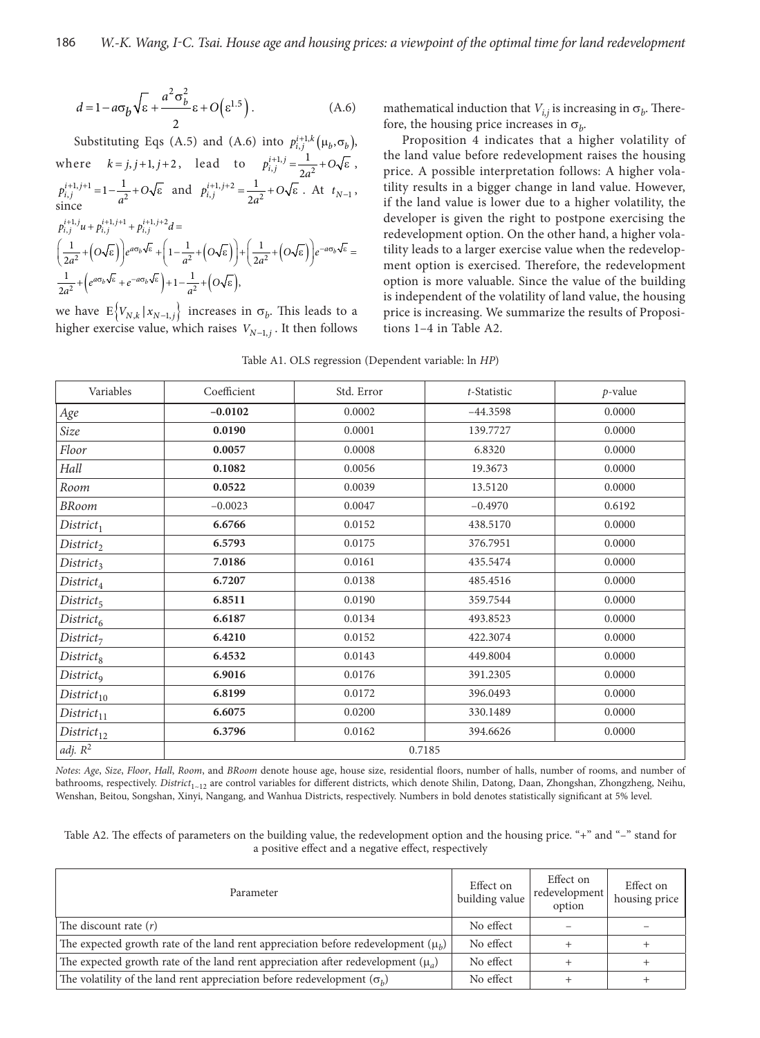$$d = 1 - a\sigma_b\sqrt{\varepsilon} + \frac{a^2\sigma_b^2}{2}\varepsilon + O\left(\varepsilon^{1.5}\right). \tag{A.6}$$

Substituting Eqs (A.5) and (A.6) into $p_{i,j}^{i+1,k}\left(\mu_b, \sigma_b\right)$, where $k = j, j+1, j+2$, lead to $p_{i,j}^{i+1,j} = \frac{1}{2a^2} + O\sqrt{\varepsilon}$, $p_{i,j}^{i+1,j+1} = 1 - \frac{1}{a^2} + O\sqrt{\varepsilon}$ and $p_{i,j}^{i+1,j+2} = \frac{1}{2a^2} + O\sqrt{\varepsilon}$. At $t_{N-1}$, since

$$p_{i,j}^{i+1,j}u + p_{i,j}^{i+1,j+1} + p_{i,j}^{i+1,j+2}d =$$

$$\left(\frac{1}{2a^2} + \left(O\sqrt{\varepsilon}\right)\right)e^{a\sigma_b\sqrt{\varepsilon}} + \left(1 - \frac{1}{a^2} + \left(O\sqrt{\varepsilon}\right)\right) + \left(\frac{1}{2a^2} + \left(O\sqrt{\varepsilon}\right)\right)e^{-a\sigma_b\sqrt{\varepsilon}} =$$

$$\frac{1}{2a^2} + \left(e^{a\sigma_b\sqrt{\varepsilon}} + e^{-a\sigma_b\sqrt{\varepsilon}}\right) + 1 - \frac{1}{a^2} + \left(O\sqrt{\varepsilon}\right),$$

we have $\mathrm{E}\left\{V_{N,k} \mid x_{N-1,j}\right\}$ increases in $\sigma_b$. This leads to a higher exercise value, which raises $V_{N-1,j}$. It then follows mathematical induction that $V_{i,j}$ is increasing in $\sigma_b$. Therefore, the housing price increases in $\sigma_b$.

Proposition 4 indicates that a higher volatility of the land value before redevelopment raises the housing price. A possible interpretation follows: A higher volatility results in a bigger change in land value. However, if the land value is lower due to a higher volatility, the developer is given the right to postpone exercising the redevelopment option. On the other hand, a higher volatility leads to a larger exercise value when the redevelopment option is exercised. Therefore, the redevelopment option is more valuable. Since the value of the building is independent of the volatility of land value, the housing price is increasing. We summarize the results of Propositions 1–4 in Table A2.

Table A1. OLS regression (Dependent variable: ln *HP*)

| Variables | Coefficient | Std. Error | *t*-Statistic | *p*-value |
|---|---|---|---|---|
| *Age* | **–0.0102** | 0.0002 | –44.3598 | 0.0000 |
| *Size* | **0.0190** | 0.0001 | 139.7727 | 0.0000 |
| *Floor* | **0.0057** | 0.0008 | 6.8320 | 0.0000 |
| *Hall* | **0.1082** | 0.0056 | 19.3673 | 0.0000 |
| *Room* | **0.0522** | 0.0039 | 13.5120 | 0.0000 |
| *BRoom* | –0.0023 | 0.0047 | –0.4970 | 0.6192 |
| $District_1$ | **6.6766** | 0.0152 | 438.5170 | 0.0000 |
| $District_2$ | **6.5793** | 0.0175 | 376.7951 | 0.0000 |
| $District_3$ | **7.0186** | 0.0161 | 435.5474 | 0.0000 |
| $District_4$ | **6.7207** | 0.0138 | 485.4516 | 0.0000 |
| $District_5$ | **6.8511** | 0.0190 | 359.7544 | 0.0000 |
| $District_6$ | **6.6187** | 0.0134 | 493.8523 | 0.0000 |
| $District_7$ | **6.4210** | 0.0152 | 422.3074 | 0.0000 |
| $District_8$ | **6.4532** | 0.0143 | 449.8004 | 0.0000 |
| $District_9$ | **6.9016** | 0.0176 | 391.2305 | 0.0000 |
| $District_{10}$ | **6.8199** | 0.0172 | 396.0493 | 0.0000 |
| $District_{11}$ | **6.6075** | 0.0200 | 330.1489 | 0.0000 |
| $District_{12}$ | **6.3796** | 0.0162 | 394.6626 | 0.0000 |
| *adj.* $R^2$ | 0.7185 | | | |

*Notes*: *Age*, *Size*, *Floor*, *Hall*, *Room*, and *BRoom* denote house age, house size, residential floors, number of halls, number of rooms, and number of bathrooms, respectively. $District_{1\sim12}$ are control variables for different districts, which denote Shilin, Datong, Daan, Zhongshan, Zhongzheng, Neihu, Wenshan, Beitou, Songshan, Xinyi, Nangang, and Wanhua Districts, respectively. Numbers in bold denotes statistically significant at 5% level.

Table A2. The effects of parameters on the building value, the redevelopment option and the housing price. "+" and "–" stand for a positive effect and a negative effect, respectively

| Parameter | Effect on building value | Effect on redevelopment option | Effect on housing price |
|---|---|---|---|
| The discount rate ($r$) | No effect | – | – |
| The expected growth rate of the land rent appreciation before redevelopment ($\mu_b$) | No effect | + | + |
| The expected growth rate of the land rent appreciation after redevelopment ($\mu_a$) | No effect | + | + |
| The volatility of the land rent appreciation before redevelopment ($\sigma_b$) | No effect | + | + |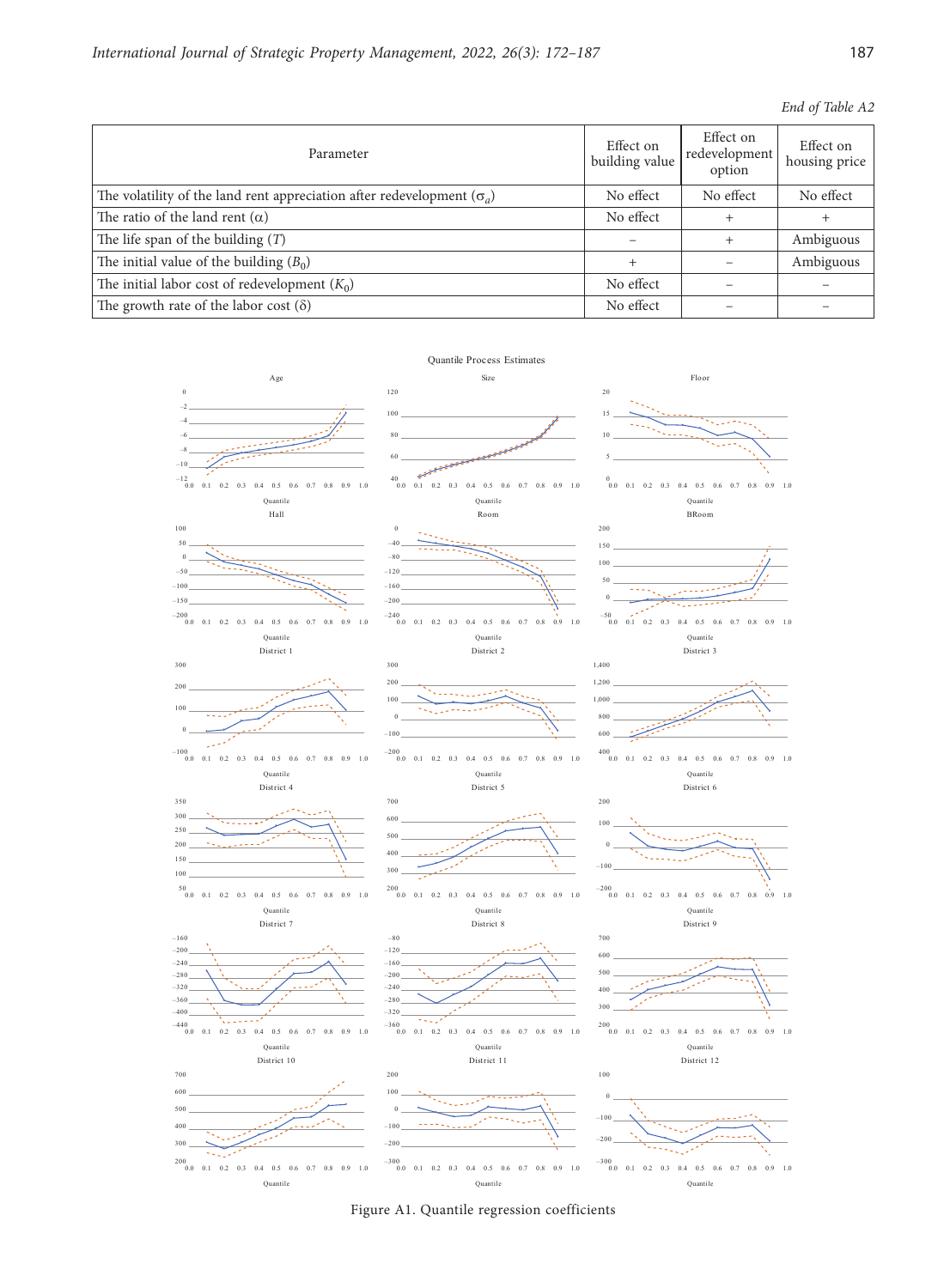*End of Table A2*

| Parameter | Effect on building value | Effect on redevelopment option | Effect on housing price |
|---|---|---|---|
| The volatility of the land rent appreciation after redevelopment ($\sigma_a$) | No effect | No effect | No effect |
| The ratio of the land rent ($\alpha$) | No effect | + | + |
| The life span of the building ($T$) | – | + | Ambiguous |
| The initial value of the building ($B_0$) | + | – | Ambiguous |
| The initial labor cost of redevelopment ($K_0$) | No effect | – | – |
| The growth rate of the labor cost ($\delta$) | No effect | – | – |

Quantile Process Estimates

Age

Size

Floor

Hall

Room

BRoom

District 1

District 2

District 3

District 4

District 5

District 6

District 7

District 8

District 9

District 10

District 11

District 12

Quantile

Figure A1. Quantile regression coefficients